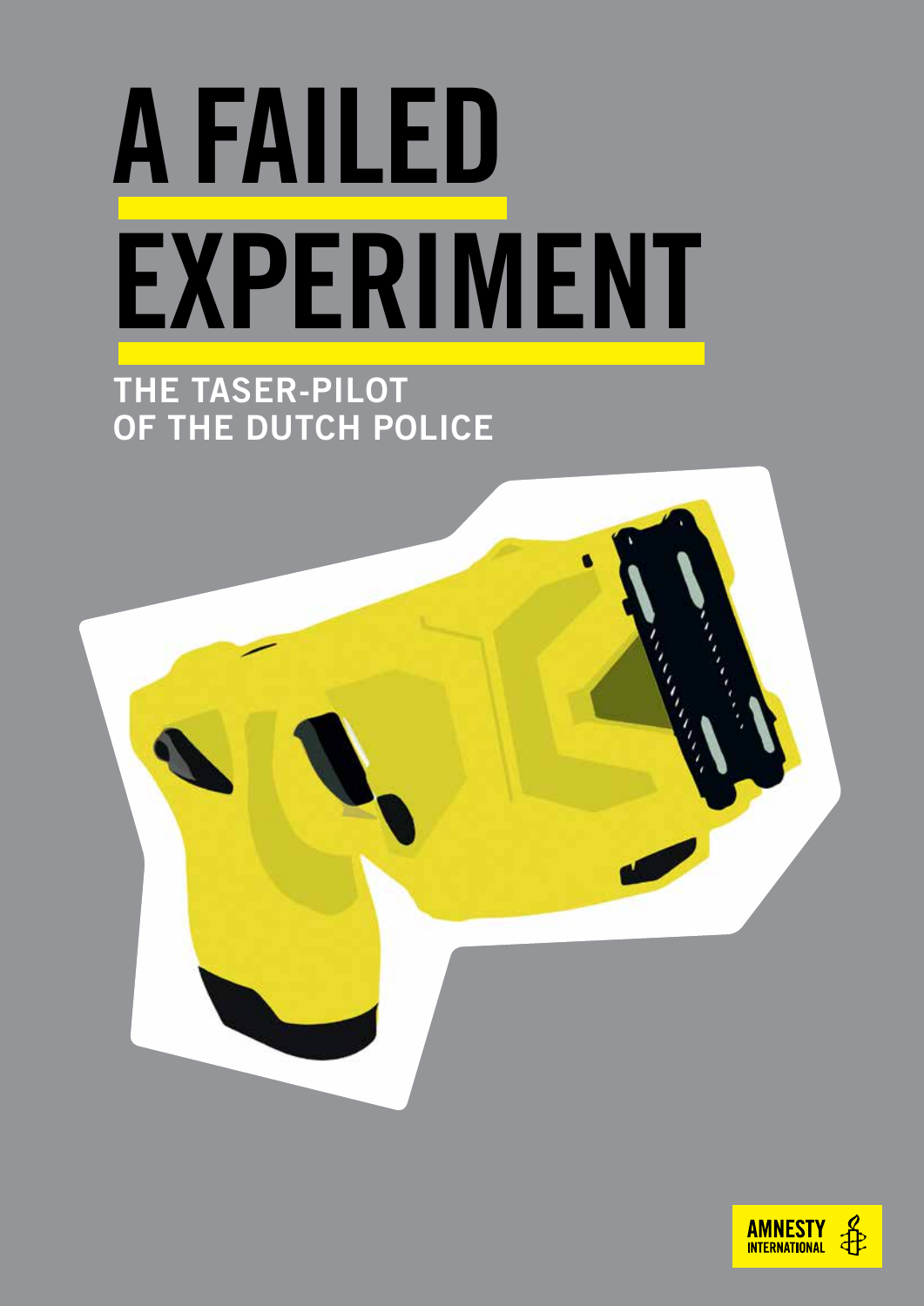# A FAILED EXPERIMENT

## THE TASER-PILOT OF THE DUTCH POLICE

AMNESTY INTERNATIONAL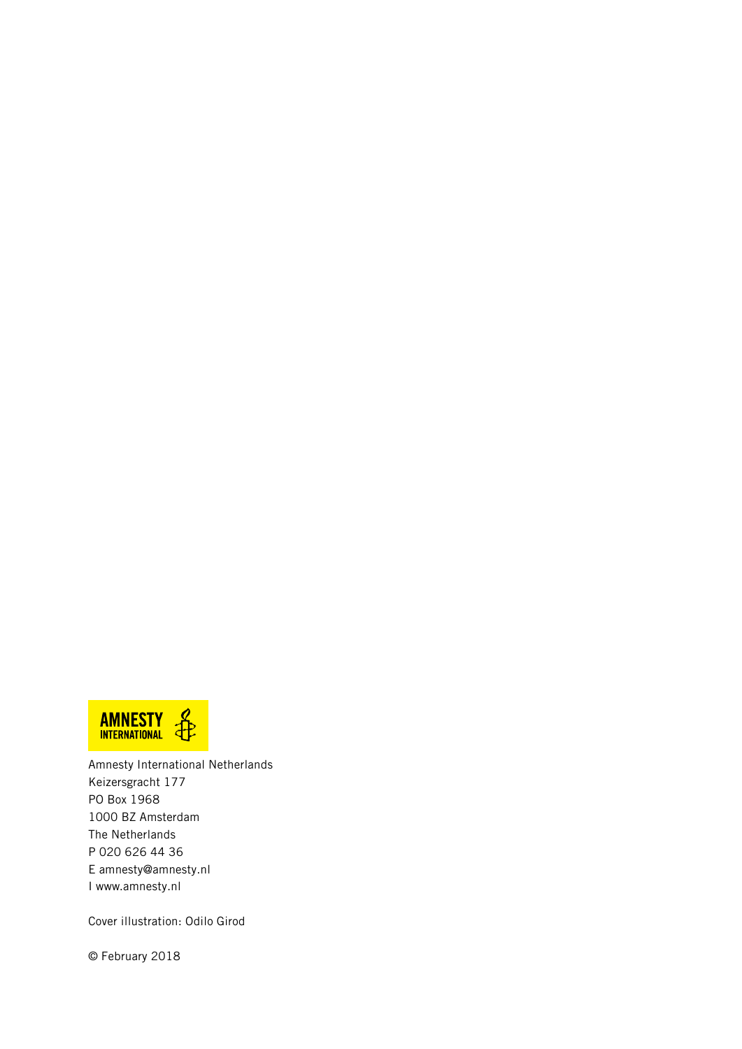Amnesty International Netherlands
Keizersgracht 177
PO Box 1968
1000 BZ Amsterdam
The Netherlands
P 020 626 44 36
E amnesty@amnesty.nl
I www.amnesty.nl

Cover illustration: Odilo Girod

© February 2018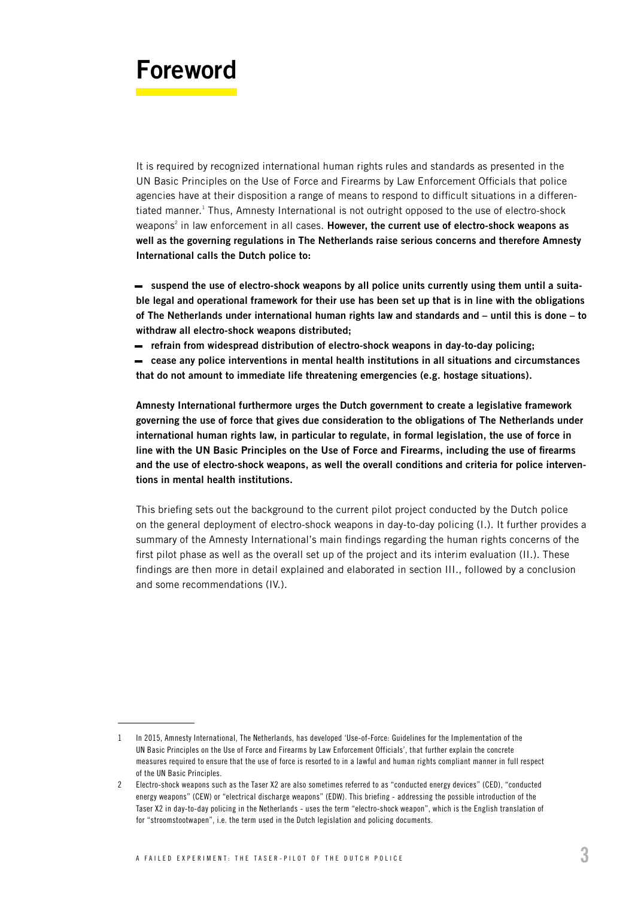# Foreword

It is required by recognized international human rights rules and standards as presented in the UN Basic Principles on the Use of Force and Firearms by Law Enforcement Officials that police agencies have at their disposition a range of means to respond to difficult situations in a differentiated manner.[1] Thus, Amnesty International is not outright opposed to the use of electro-shock weapons[2] in law enforcement in all cases. **However, the current use of electro-shock weapons as well as the governing regulations in The Netherlands raise serious concerns and therefore Amnesty International calls the Dutch police to:**

- **suspend the use of electro-shock weapons by all police units currently using them until a suitable legal and operational framework for their use has been set up that is in line with the obligations of The Netherlands under international human rights law and standards and – until this is done – to withdraw all electro-shock weapons distributed;**
- **refrain from widespread distribution of electro-shock weapons in day-to-day policing;**
- **cease any police interventions in mental health institutions in all situations and circumstances that do not amount to immediate life threatening emergencies (e.g. hostage situations).**

**Amnesty International furthermore urges the Dutch government to create a legislative framework governing the use of force that gives due consideration to the obligations of The Netherlands under international human rights law, in particular to regulate, in formal legislation, the use of force in line with the UN Basic Principles on the Use of Force and Firearms, including the use of firearms and the use of electro-shock weapons, as well the overall conditions and criteria for police interventions in mental health institutions.**

This briefing sets out the background to the current pilot project conducted by the Dutch police on the general deployment of electro-shock weapons in day-to-day policing (I.). It further provides a summary of the Amnesty International's main findings regarding the human rights concerns of the first pilot phase as well as the overall set up of the project and its interim evaluation (II.). These findings are then more in detail explained and elaborated in section III., followed by a conclusion and some recommendations (IV.).

---

1 In 2015, Amnesty International, The Netherlands, has developed 'Use-of-Force: Guidelines for the Implementation of the UN Basic Principles on the Use of Force and Firearms by Law Enforcement Officials', that further explain the concrete measures required to ensure that the use of force is resorted to in a lawful and human rights compliant manner in full respect of the UN Basic Principles.

2 Electro-shock weapons such as the Taser X2 are also sometimes referred to as "conducted energy devices" (CED), "conducted energy weapons" (CEW) or "electrical discharge weapons" (EDW). This briefing - addressing the possible introduction of the Taser X2 in day-to-day policing in the Netherlands - uses the term "electro-shock weapon", which is the English translation of for "stroomstootwapen", i.e. the term used in the Dutch legislation and policing documents.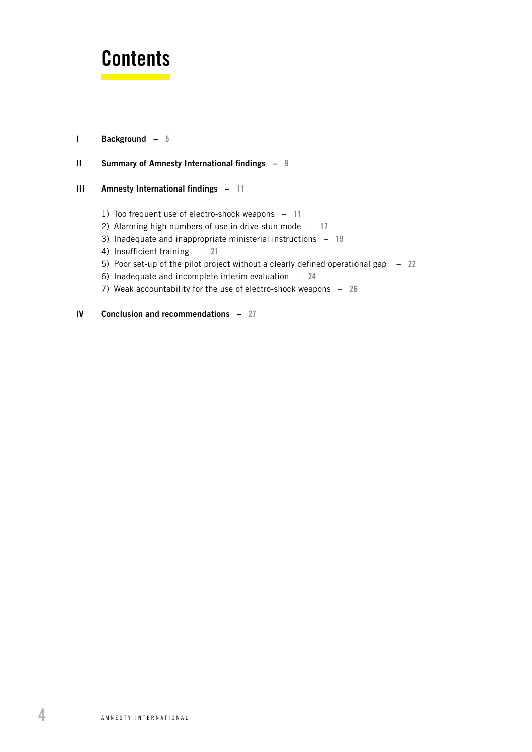# Contents

**I Background** – 5

**II Summary of Amnesty International findings** – 9

**III Amnesty International findings** – 11

1) Too frequent use of electro-shock weapons – 11
2) Alarming high numbers of use in drive-stun mode – 17
3) Inadequate and inappropriate ministerial instructions – 19
4) Insufficient training – 21
5) Poor set-up of the pilot project without a clearly defined operational gap – 22
6) Inadequate and incomplete interim evaluation – 24
7) Weak accountability for the use of electro-shock weapons – 26

**IV Conclusion and recommendations** – 27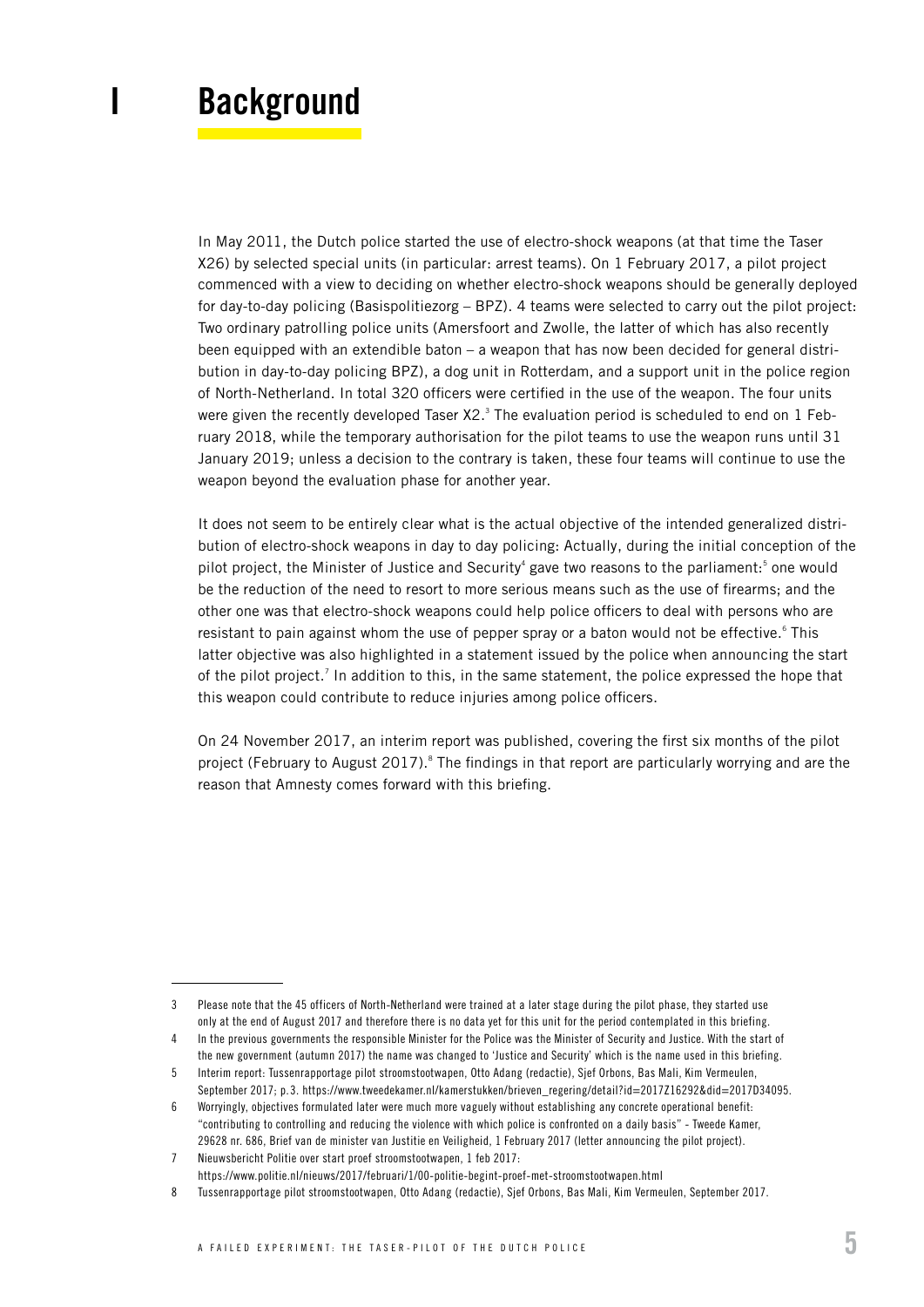# I Background

In May 2011, the Dutch police started the use of electro-shock weapons (at that time the Taser X26) by selected special units (in particular: arrest teams). On 1 February 2017, a pilot project commenced with a view to deciding on whether electro-shock weapons should be generally deployed for day-to-day policing (Basispolitiezorg – BPZ). 4 teams were selected to carry out the pilot project: Two ordinary patrolling police units (Amersfoort and Zwolle, the latter of which has also recently been equipped with an extendible baton – a weapon that has now been decided for general distribution in day-to-day policing BPZ), a dog unit in Rotterdam, and a support unit in the police region of North-Netherland. In total 320 officers were certified in the use of the weapon. The four units were given the recently developed Taser X2.[3] The evaluation period is scheduled to end on 1 February 2018, while the temporary authorisation for the pilot teams to use the weapon runs until 31 January 2019; unless a decision to the contrary is taken, these four teams will continue to use the weapon beyond the evaluation phase for another year.

It does not seem to be entirely clear what is the actual objective of the intended generalized distribution of electro-shock weapons in day to day policing: Actually, during the initial conception of the pilot project, the Minister of Justice and Security[4] gave two reasons to the parliament:[5] one would be the reduction of the need to resort to more serious means such as the use of firearms; and the other one was that electro-shock weapons could help police officers to deal with persons who are resistant to pain against whom the use of pepper spray or a baton would not be effective.[6] This latter objective was also highlighted in a statement issued by the police when announcing the start of the pilot project.[7] In addition to this, in the same statement, the police expressed the hope that this weapon could contribute to reduce injuries among police officers.

On 24 November 2017, an interim report was published, covering the first six months of the pilot project (February to August 2017).[8] The findings in that report are particularly worrying and are the reason that Amnesty comes forward with this briefing.

---

3 Please note that the 45 officers of North-Netherland were trained at a later stage during the pilot phase, they started use only at the end of August 2017 and therefore there is no data yet for this unit for the period contemplated in this briefing.

4 In the previous governments the responsible Minister for the Police was the Minister of Security and Justice. With the start of the new government (autumn 2017) the name was changed to 'Justice and Security' which is the name used in this briefing.

5 Interim report: Tussenrapportage pilot stroomstootwapen, Otto Adang (redactie), Sjef Orbons, Bas Mali, Kim Vermeulen, September 2017; p.3. https://www.tweedekamer.nl/kamerstukken/brieven_regering/detail?id=2017Z16292&did=2017D34095.

6 Worryingly, objectives formulated later were much more vaguely without establishing any concrete operational benefit: "contributing to controlling and reducing the violence with which police is confronted on a daily basis" - Tweede Kamer, 29628 nr. 686, Brief van de minister van Justitie en Veiligheid, 1 February 2017 (letter announcing the pilot project).

7 Nieuwsbericht Politie over start proef stroomstootwapen, 1 feb 2017: https://www.politie.nl/nieuws/2017/februari/1/00-politie-begint-proef-met-stroomstootwapen.html

8 Tussenrapportage pilot stroomstootwapen, Otto Adang (redactie), Sjef Orbons, Bas Mali, Kim Vermeulen, September 2017.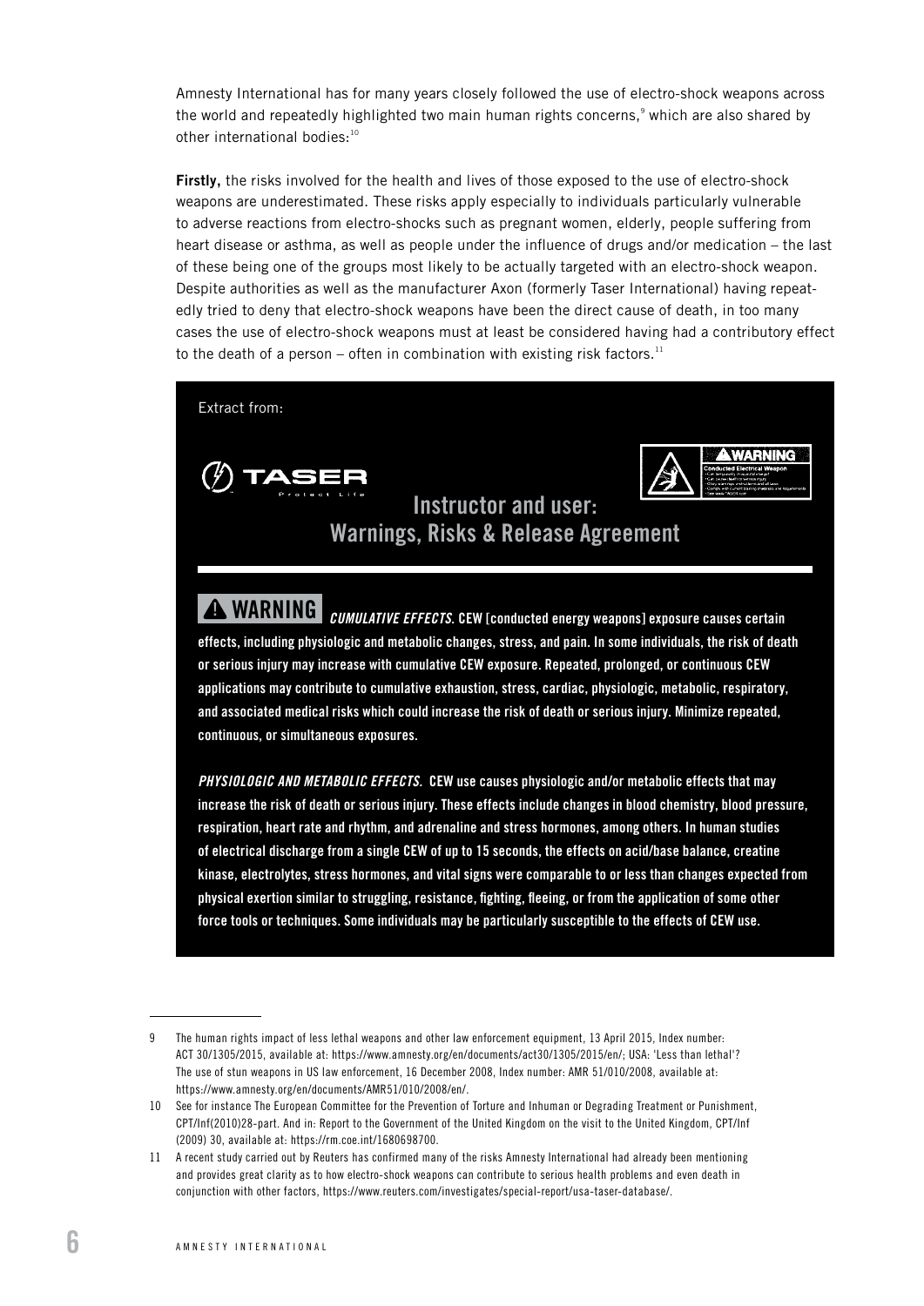Amnesty International has for many years closely followed the use of electro-shock weapons across the world and repeatedly highlighted two main human rights concerns,[9] which are also shared by other international bodies:[10]

**Firstly,** the risks involved for the health and lives of those exposed to the use of electro-shock weapons are underestimated. These risks apply especially to individuals particularly vulnerable to adverse reactions from electro-shocks such as pregnant women, elderly, people suffering from heart disease or asthma, as well as people under the influence of drugs and/or medication – the last of these being one of the groups most likely to be actually targeted with an electro-shock weapon. Despite authorities as well as the manufacturer Axon (formerly Taser International) having repeatedly tried to deny that electro-shock weapons have been the direct cause of death, in too many cases the use of electro-shock weapons must at least be considered having had a contributory effect to the death of a person – often in combination with existing risk factors.[11]

Extract from:

TASER Protect Life

**Instructor and user: Warnings, Risks & Release Agreement**

**⚠ WARNING** ***CUMULATIVE EFFECTS.*** **CEW [conducted energy weapons] exposure causes certain effects, including physiologic and metabolic changes, stress, and pain. In some individuals, the risk of death or serious injury may increase with cumulative CEW exposure. Repeated, prolonged, or continuous CEW applications may contribute to cumulative exhaustion, stress, cardiac, physiologic, metabolic, respiratory, and associated medical risks which could increase the risk of death or serious injury. Minimize repeated, continuous, or simultaneous exposures.**

***PHYSIOLOGIC AND METABOLIC EFFECTS.*** **CEW use causes physiologic and/or metabolic effects that may increase the risk of death or serious injury. These effects include changes in blood chemistry, blood pressure, respiration, heart rate and rhythm, and adrenaline and stress hormones, among others. In human studies of electrical discharge from a single CEW of up to 15 seconds, the effects on acid/base balance, creatine kinase, electrolytes, stress hormones, and vital signs were comparable to or less than changes expected from physical exertion similar to struggling, resistance, fighting, fleeing, or from the application of some other force tools or techniques. Some individuals may be particularly susceptible to the effects of CEW use.**

---

9 The human rights impact of less lethal weapons and other law enforcement equipment, 13 April 2015, Index number: ACT 30/1305/2015, available at: https://www.amnesty.org/en/documents/act30/1305/2015/en/; USA: 'Less than lethal'? The use of stun weapons in US law enforcement, 16 December 2008, Index number: AMR 51/010/2008, available at: https://www.amnesty.org/en/documents/AMR51/010/2008/en/.

10 See for instance The European Committee for the Prevention of Torture and Inhuman or Degrading Treatment or Punishment, CPT/Inf(2010)28-part. And in: Report to the Government of the United Kingdom on the visit to the United Kingdom, CPT/Inf (2009) 30, available at: https://rm.coe.int/1680698700.

11 A recent study carried out by Reuters has confirmed many of the risks Amnesty International had already been mentioning and provides great clarity as to how electro-shock weapons can contribute to serious health problems and even death in conjunction with other factors, https://www.reuters.com/investigates/special-report/usa-taser-database/.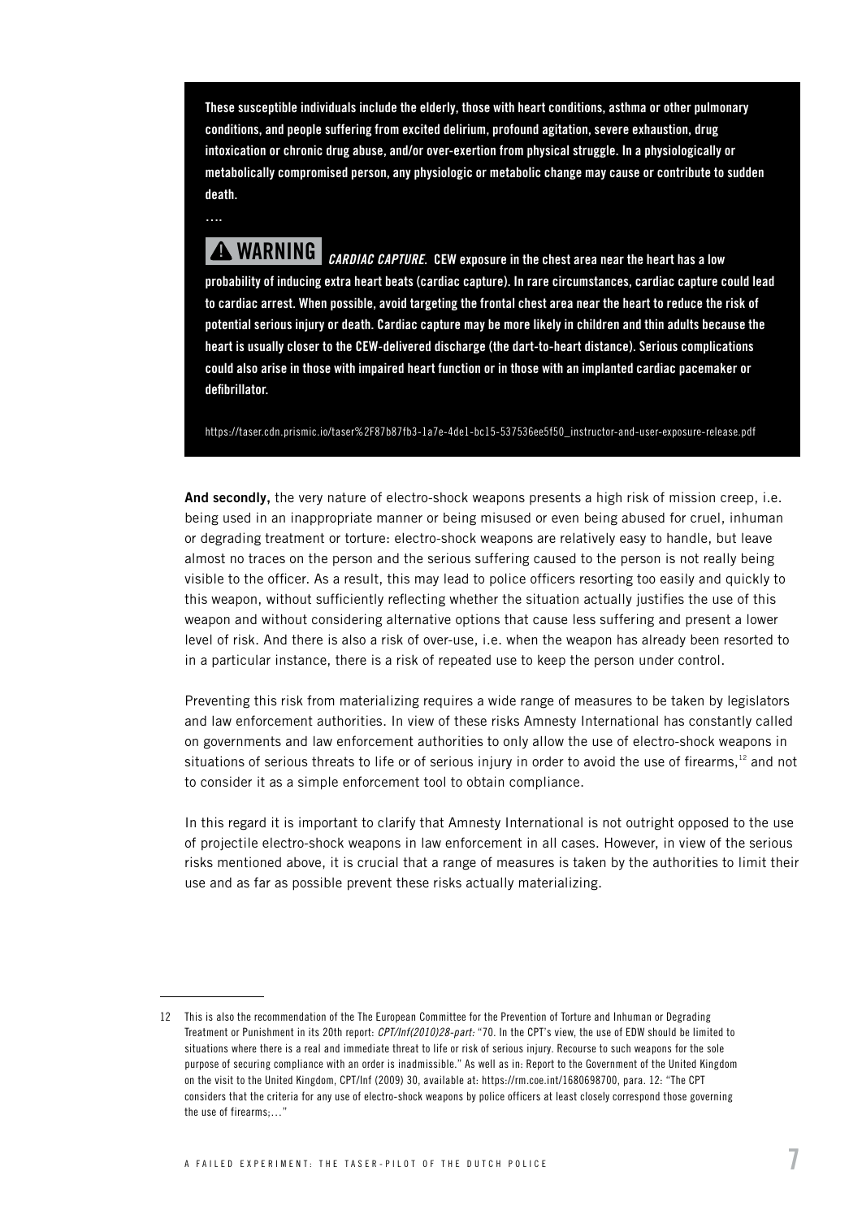**These susceptible individuals include the elderly, those with heart conditions, asthma or other pulmonary conditions, and people suffering from excited delirium, profound agitation, severe exhaustion, drug intoxication or chronic drug abuse, and/or over-exertion from physical struggle. In a physiologically or metabolically compromised person, any physiologic or metabolic change may cause or contribute to sudden death.**

….

**⚠ WARNING** ***CARDIAC CAPTURE*. CEW exposure in the chest area near the heart has a low probability of inducing extra heart beats (cardiac capture). In rare circumstances, cardiac capture could lead to cardiac arrest. When possible, avoid targeting the frontal chest area near the heart to reduce the risk of potential serious injury or death. Cardiac capture may be more likely in children and thin adults because the heart is usually closer to the CEW-delivered discharge (the dart-to-heart distance). Serious complications could also arise in those with impaired heart function or in those with an implanted cardiac pacemaker or defibrillator.**

https://taser.cdn.prismic.io/taser%2F87b87fb3-1a7e-4de1-bc15-537536ee5f50_instructor-and-user-exposure-release.pdf

**And secondly,** the very nature of electro-shock weapons presents a high risk of mission creep, i.e. being used in an inappropriate manner or being misused or even being abused for cruel, inhuman or degrading treatment or torture: electro-shock weapons are relatively easy to handle, but leave almost no traces on the person and the serious suffering caused to the person is not really being visible to the officer. As a result, this may lead to police officers resorting too easily and quickly to this weapon, without sufficiently reflecting whether the situation actually justifies the use of this weapon and without considering alternative options that cause less suffering and present a lower level of risk. And there is also a risk of over-use, i.e. when the weapon has already been resorted to in a particular instance, there is a risk of repeated use to keep the person under control.

Preventing this risk from materializing requires a wide range of measures to be taken by legislators and law enforcement authorities. In view of these risks Amnesty International has constantly called on governments and law enforcement authorities to only allow the use of electro-shock weapons in situations of serious threats to life or of serious injury in order to avoid the use of firearms,[12] and not to consider it as a simple enforcement tool to obtain compliance.

In this regard it is important to clarify that Amnesty International is not outright opposed to the use of projectile electro-shock weapons in law enforcement in all cases. However, in view of the serious risks mentioned above, it is crucial that a range of measures is taken by the authorities to limit their use and as far as possible prevent these risks actually materializing.

---

12 This is also the recommendation of the The European Committee for the Prevention of Torture and Inhuman or Degrading Treatment or Punishment in its 20th report: *CPT/Inf(2010)28-part:* "70. In the CPT's view, the use of EDW should be limited to situations where there is a real and immediate threat to life or risk of serious injury. Recourse to such weapons for the sole purpose of securing compliance with an order is inadmissible." As well as in: Report to the Government of the United Kingdom on the visit to the United Kingdom, CPT/Inf (2009) 30, available at: https://rm.coe.int/1680698700, para. 12: "The CPT considers that the criteria for any use of electro-shock weapons by police officers at least closely correspond those governing the use of firearms;…"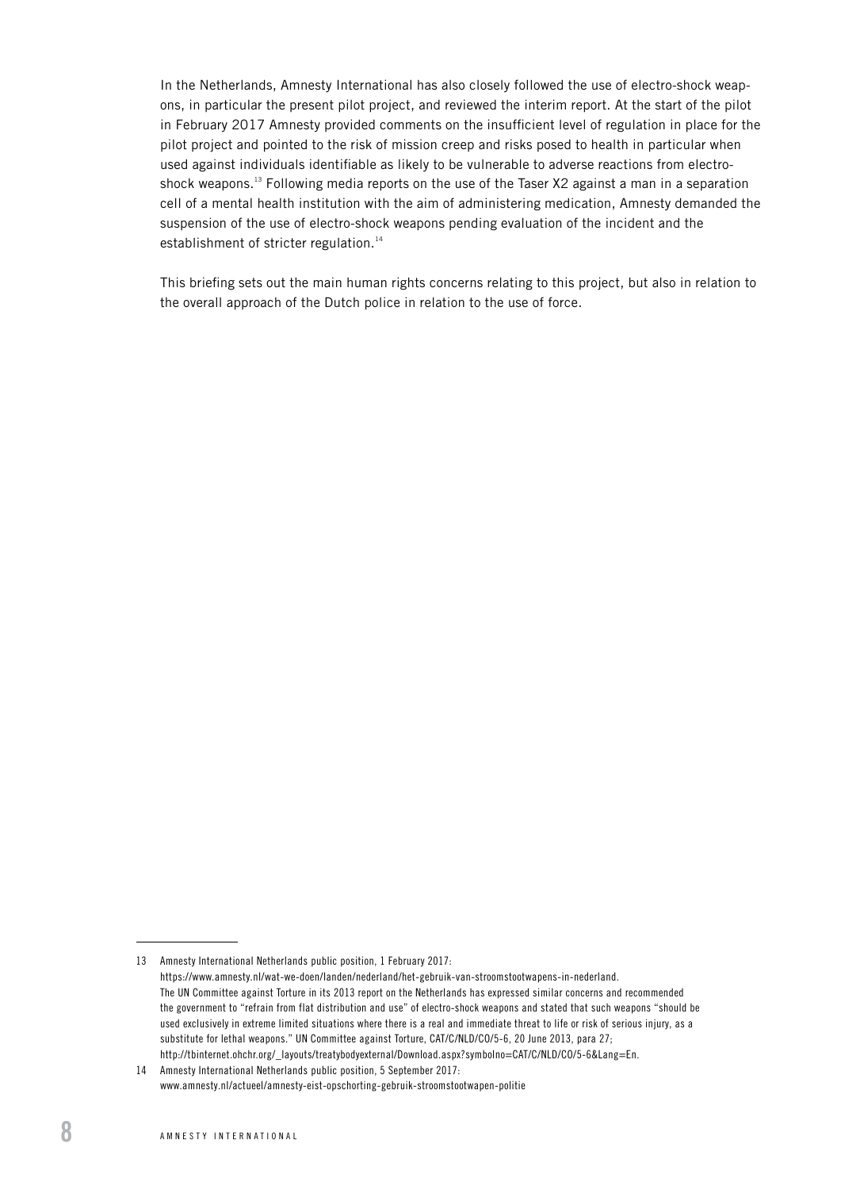In the Netherlands, Amnesty International has also closely followed the use of electro-shock weapons, in particular the present pilot project, and reviewed the interim report. At the start of the pilot in February 2017 Amnesty provided comments on the insufficient level of regulation in place for the pilot project and pointed to the risk of mission creep and risks posed to health in particular when used against individuals identifiable as likely to be vulnerable to adverse reactions from electro-shock weapons.[13] Following media reports on the use of the Taser X2 against a man in a separation cell of a mental health institution with the aim of administering medication, Amnesty demanded the suspension of the use of electro-shock weapons pending evaluation of the incident and the establishment of stricter regulation.[14]

This briefing sets out the main human rights concerns relating to this project, but also in relation to the overall approach of the Dutch police in relation to the use of force.

---

13 Amnesty International Netherlands public position, 1 February 2017: https://www.amnesty.nl/wat-we-doen/landen/nederland/het-gebruik-van-stroomstootwapens-in-nederland. The UN Committee against Torture in its 2013 report on the Netherlands has expressed similar concerns and recommended the government to "refrain from flat distribution and use" of electro-shock weapons and stated that such weapons "should be used exclusively in extreme limited situations where there is a real and immediate threat to life or risk of serious injury, as a substitute for lethal weapons." UN Committee against Torture, CAT/C/NLD/CO/5-6, 20 June 2013, para 27; http://tbinternet.ohchr.org/_layouts/treatybodyexternal/Download.aspx?symbolno=CAT/C/NLD/CO/5-6&Lang=En.

14 Amnesty International Netherlands public position, 5 September 2017: www.amnesty.nl/actueel/amnesty-eist-opschorting-gebruik-stroomstootwapen-politie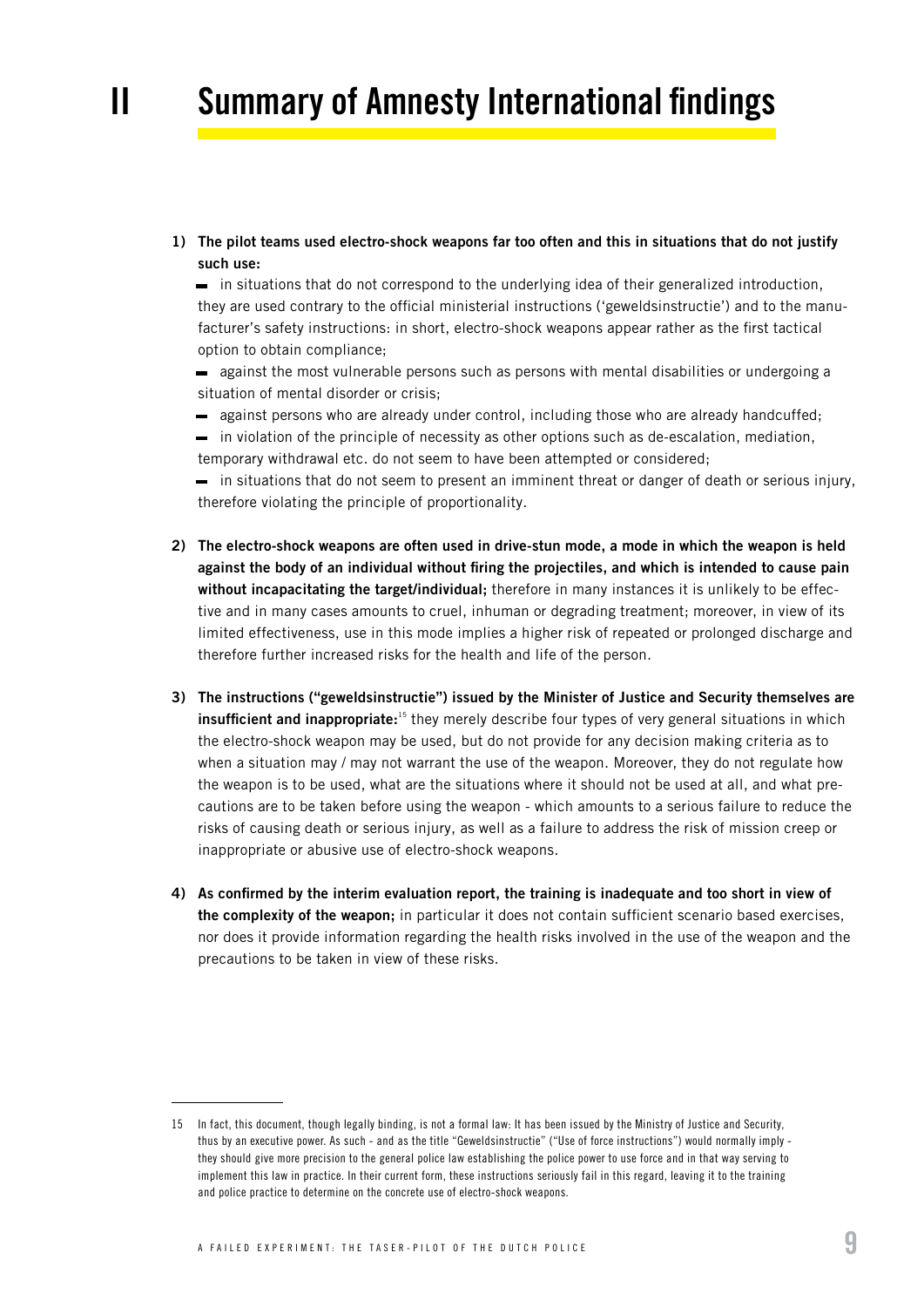# II Summary of Amnesty International findings

1) **The pilot teams used electro-shock weapons far too often and this in situations that do not justify such use:**
   - in situations that do not correspond to the underlying idea of their generalized introduction, they are used contrary to the official ministerial instructions ('geweldsinstructie') and to the manufacturer's safety instructions: in short, electro-shock weapons appear rather as the first tactical option to obtain compliance;
   - against the most vulnerable persons such as persons with mental disabilities or undergoing a situation of mental disorder or crisis;
   - against persons who are already under control, including those who are already handcuffed;
   - in violation of the principle of necessity as other options such as de-escalation, mediation, temporary withdrawal etc. do not seem to have been attempted or considered;
   - in situations that do not seem to present an imminent threat or danger of death or serious injury, therefore violating the principle of proportionality.

2) **The electro-shock weapons are often used in drive-stun mode, a mode in which the weapon is held against the body of an individual without firing the projectiles, and which is intended to cause pain without incapacitating the target/individual;** therefore in many instances it is unlikely to be effective and in many cases amounts to cruel, inhuman or degrading treatment; moreover, in view of its limited effectiveness, use in this mode implies a higher risk of repeated or prolonged discharge and therefore further increased risks for the health and life of the person.

3) **The instructions ("geweldsinstructie") issued by the Minister of Justice and Security themselves are insufficient and inappropriate:**[15] they merely describe four types of very general situations in which the electro-shock weapon may be used, but do not provide for any decision making criteria as to when a situation may / may not warrant the use of the weapon. Moreover, they do not regulate how the weapon is to be used, what are the situations where it should not be used at all, and what precautions are to be taken before using the weapon - which amounts to a serious failure to reduce the risks of causing death or serious injury, as well as a failure to address the risk of mission creep or inappropriate or abusive use of electro-shock weapons.

4) **As confirmed by the interim evaluation report, the training is inadequate and too short in view of the complexity of the weapon;** in particular it does not contain sufficient scenario based exercises, nor does it provide information regarding the health risks involved in the use of the weapon and the precautions to be taken in view of these risks.

---

15 In fact, this document, though legally binding, is not a formal law: It has been issued by the Ministry of Justice and Security, thus by an executive power. As such - and as the title "Geweldsinstructie" ("Use of force instructions") would normally imply - they should give more precision to the general police law establishing the police power to use force and in that way serving to implement this law in practice. In their current form, these instructions seriously fail in this regard, leaving it to the training and police practice to determine on the concrete use of electro-shock weapons.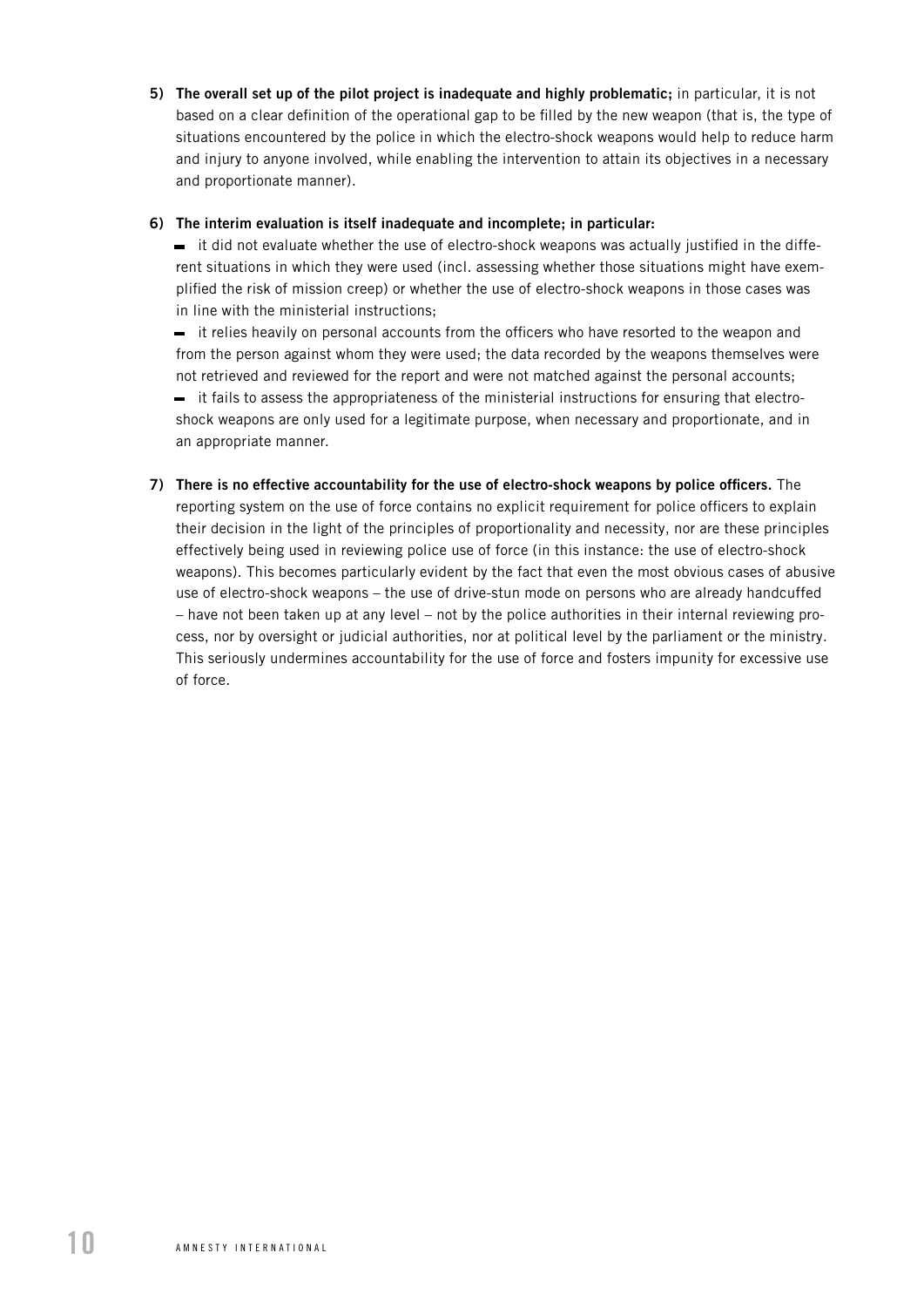5) **The overall set up of the pilot project is inadequate and highly problematic;** in particular, it is not based on a clear definition of the operational gap to be filled by the new weapon (that is, the type of situations encountered by the police in which the electro-shock weapons would help to reduce harm and injury to anyone involved, while enabling the intervention to attain its objectives in a necessary and proportionate manner).

6) **The interim evaluation is itself inadequate and incomplete; in particular:**
   - it did not evaluate whether the use of electro-shock weapons was actually justified in the different situations in which they were used (incl. assessing whether those situations might have exemplified the risk of mission creep) or whether the use of electro-shock weapons in those cases was in line with the ministerial instructions;
   - it relies heavily on personal accounts from the officers who have resorted to the weapon and from the person against whom they were used; the data recorded by the weapons themselves were not retrieved and reviewed for the report and were not matched against the personal accounts;
   - it fails to assess the appropriateness of the ministerial instructions for ensuring that electro-shock weapons are only used for a legitimate purpose, when necessary and proportionate, and in an appropriate manner.

7) **There is no effective accountability for the use of electro-shock weapons by police officers.** The reporting system on the use of force contains no explicit requirement for police officers to explain their decision in the light of the principles of proportionality and necessity, nor are these principles effectively being used in reviewing police use of force (in this instance: the use of electro-shock weapons). This becomes particularly evident by the fact that even the most obvious cases of abusive use of electro-shock weapons – the use of drive-stun mode on persons who are already handcuffed – have not been taken up at any level – not by the police authorities in their internal reviewing process, nor by oversight or judicial authorities, nor at political level by the parliament or the ministry. This seriously undermines accountability for the use of force and fosters impunity for excessive use of force.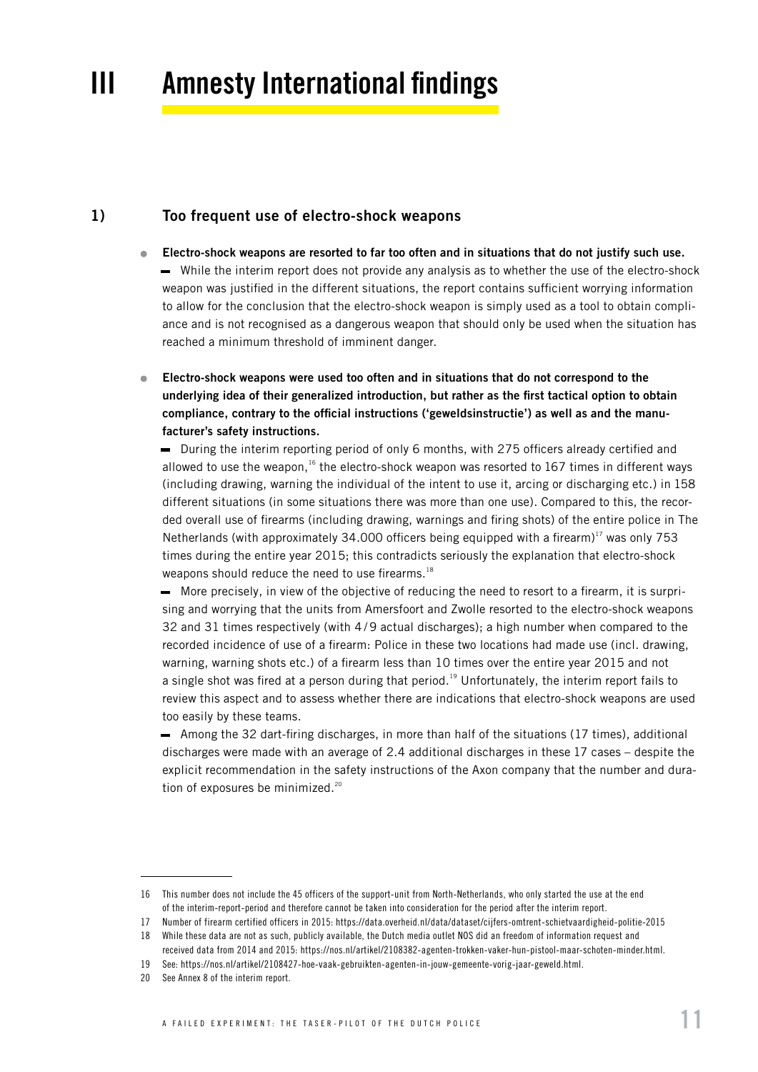# III Amnesty International findings

## 1) Too frequent use of electro-shock weapons

- **Electro-shock weapons are resorted to far too often and in situations that do not justify such use.**
  - While the interim report does not provide any analysis as to whether the use of the electro-shock weapon was justified in the different situations, the report contains sufficient worrying information to allow for the conclusion that the electro-shock weapon is simply used as a tool to obtain compliance and is not recognised as a dangerous weapon that should only be used when the situation has reached a minimum threshold of imminent danger.

- **Electro-shock weapons were used too often and in situations that do not correspond to the underlying idea of their generalized introduction, but rather as the first tactical option to obtain compliance, contrary to the official instructions ('geweldsinstructie') as well as and the manufacturer's safety instructions.**
  - During the interim reporting period of only 6 months, with 275 officers already certified and allowed to use the weapon,[16] the electro-shock weapon was resorted to 167 times in different ways (including drawing, warning the individual of the intent to use it, arcing or discharging etc.) in 158 different situations (in some situations there was more than one use). Compared to this, the recorded overall use of firearms (including drawing, warnings and firing shots) of the entire police in The Netherlands (with approximately 34.000 officers being equipped with a firearm)[17] was only 753 times during the entire year 2015; this contradicts seriously the explanation that electro-shock weapons should reduce the need to use firearms.[18]
  - More precisely, in view of the objective of reducing the need to resort to a firearm, it is surprising and worrying that the units from Amersfoort and Zwolle resorted to the electro-shock weapons 32 and 31 times respectively (with 4/9 actual discharges); a high number when compared to the recorded incidence of use of a firearm: Police in these two locations had made use (incl. drawing, warning, warning shots etc.) of a firearm less than 10 times over the entire year 2015 and not a single shot was fired at a person during that period.[19] Unfortunately, the interim report fails to review this aspect and to assess whether there are indications that electro-shock weapons are used too easily by these teams.
  - Among the 32 dart-firing discharges, in more than half of the situations (17 times), additional discharges were made with an average of 2.4 additional discharges in these 17 cases – despite the explicit recommendation in the safety instructions of the Axon company that the number and duration of exposures be minimized.[20]

---

16 This number does not include the 45 officers of the support-unit from North-Netherlands, who only started the use at the end of the interim-report-period and therefore cannot be taken into consideration for the period after the interim report.

17 Number of firearm certified officers in 2015: https://data.overheid.nl/data/dataset/cijfers-omtrent-schietvaardigheid-politie-2015

18 While these data are not as such, publicly available, the Dutch media outlet NOS did an freedom of information request and received data from 2014 and 2015: https://nos.nl/artikel/2108382-agenten-trokken-vaker-hun-pistool-maar-schoten-minder.html.

19 See: https://nos.nl/artikel/2108427-hoe-vaak-gebruikten-agenten-in-jouw-gemeente-vorig-jaar-geweld.html.

20 See Annex 8 of the interim report.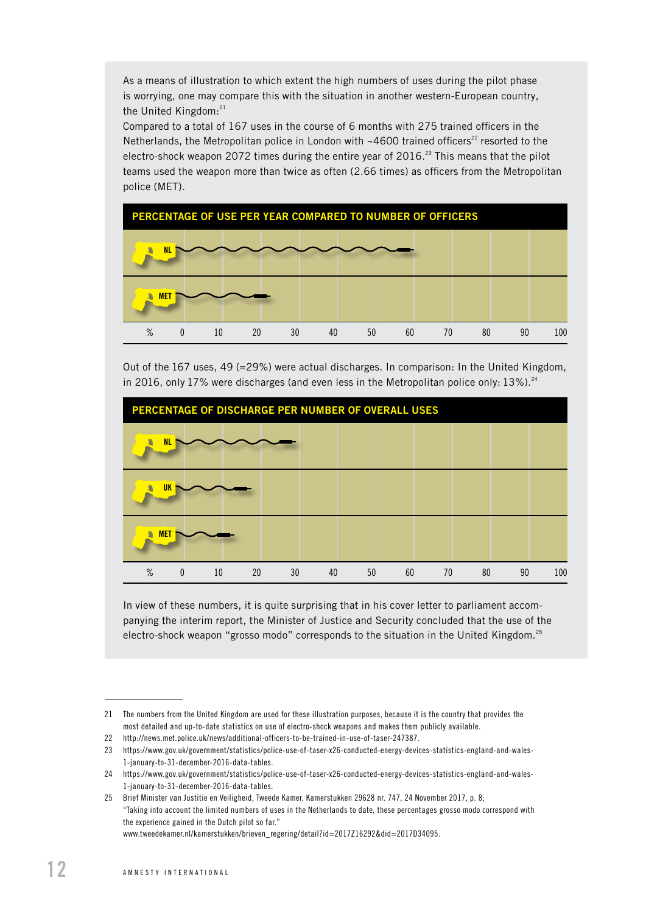As a means of illustration to which extent the high numbers of uses during the pilot phase is worrying, one may compare this with the situation in another western-European country, the United Kingdom:[21]

Compared to a total of 167 uses in the course of 6 months with 275 trained officers in the Netherlands, the Metropolitan police in London with ~4600 trained officers[22] resorted to the electro-shock weapon 2072 times during the entire year of 2016.[23] This means that the pilot teams used the weapon more than twice as often (2.66 times) as officers from the Metropolitan police (MET).

**PERCENTAGE OF USE PER YEAR COMPARED TO NUMBER OF OFFICERS**

NL

MET

% 0 10 20 30 40 50 60 70 80 90 100

Out of the 167 uses, 49 (=29%) were actual discharges. In comparison: In the United Kingdom, in 2016, only 17% were discharges (and even less in the Metropolitan police only: 13%).[24]

**PERCENTAGE OF DISCHARGE PER NUMBER OF OVERALL USES**

NL

UK

MET

% 0 10 20 30 40 50 60 70 80 90 100

In view of these numbers, it is quite surprising that in his cover letter to parliament accompanying the interim report, the Minister of Justice and Security concluded that the use of the electro-shock weapon "grosso modo" corresponds to the situation in the United Kingdom.[25]

---

21 The numbers from the United Kingdom are used for these illustration purposes, because it is the country that provides the most detailed and up-to-date statistics on use of electro-shock weapons and makes them publicly available.

22 http://news.met.police.uk/news/additional-officers-to-be-trained-in-use-of-taser-247387.

23 https://www.gov.uk/government/statistics/police-use-of-taser-x26-conducted-energy-devices-statistics-england-and-wales-1-january-to-31-december-2016-data-tables.

24 https://www.gov.uk/government/statistics/police-use-of-taser-x26-conducted-energy-devices-statistics-england-and-wales-1-january-to-31-december-2016-data-tables.

25 Brief Minister van Justitie en Veiligheid, Tweede Kamer, Kamerstukken 29628 nr. 747, 24 November 2017, p. 8; "Taking into account the limited numbers of uses in the Netherlands to date, these percentages grosso modo correspond with the experience gained in the Dutch pilot so far." www.tweedekamer.nl/kamerstukken/brieven_regering/detail?id=2017Z16292&did=2017D34095.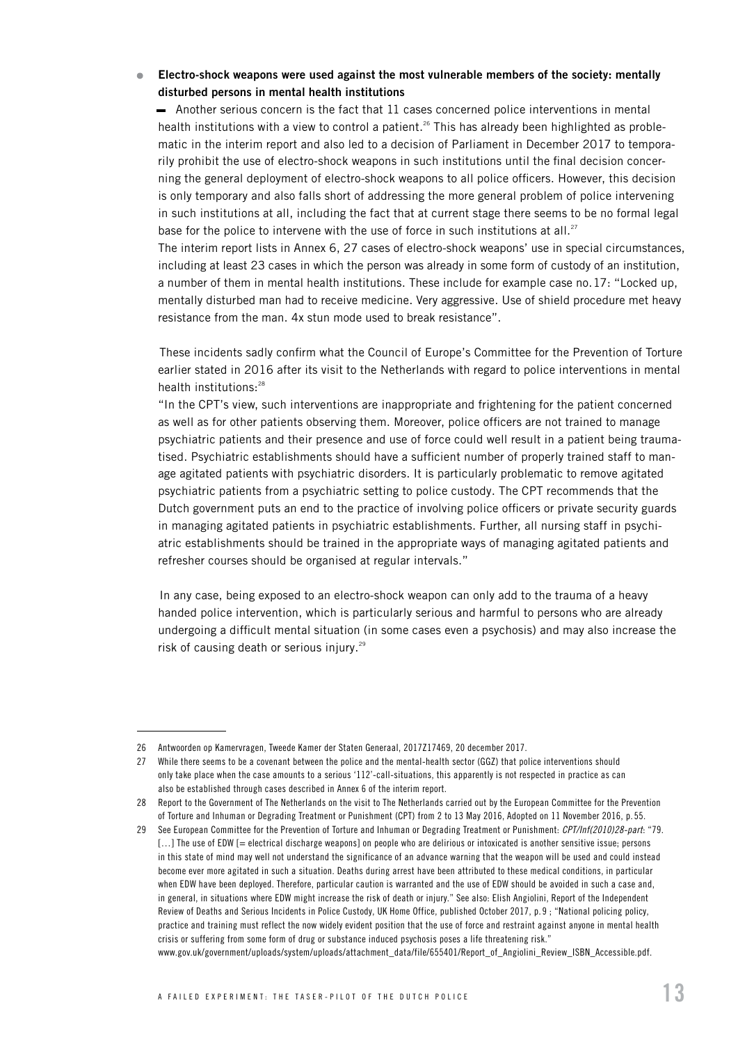- **Electro-shock weapons were used against the most vulnerable members of the society: mentally disturbed persons in mental health institutions**

  - Another serious concern is the fact that 11 cases concerned police interventions in mental health institutions with a view to control a patient.[26] This has already been highlighted as problematic in the interim report and also led to a decision of Parliament in December 2017 to temporarily prohibit the use of electro-shock weapons in such institutions until the final decision concerning the general deployment of electro-shock weapons to all police officers. However, this decision is only temporary and also falls short of addressing the more general problem of police intervening in such institutions at all, including the fact that at current stage there seems to be no formal legal base for the police to intervene with the use of force in such institutions at all.[27]

  The interim report lists in Annex 6, 27 cases of electro-shock weapons' use in special circumstances, including at least 23 cases in which the person was already in some form of custody of an institution, a number of them in mental health institutions. These include for example case no. 17: "Locked up, mentally disturbed man had to receive medicine. Very aggressive. Use of shield procedure met heavy resistance from the man. 4x stun mode used to break resistance".

  These incidents sadly confirm what the Council of Europe's Committee for the Prevention of Torture earlier stated in 2016 after its visit to the Netherlands with regard to police interventions in mental health institutions:[28]

  "In the CPT's view, such interventions are inappropriate and frightening for the patient concerned as well as for other patients observing them. Moreover, police officers are not trained to manage psychiatric patients and their presence and use of force could well result in a patient being traumatised. Psychiatric establishments should have a sufficient number of properly trained staff to manage agitated patients with psychiatric disorders. It is particularly problematic to remove agitated psychiatric patients from a psychiatric setting to police custody. The CPT recommends that the Dutch government puts an end to the practice of involving police officers or private security guards in managing agitated patients in psychiatric establishments. Further, all nursing staff in psychiatric establishments should be trained in the appropriate ways of managing agitated patients and refresher courses should be organised at regular intervals."

  In any case, being exposed to an electro-shock weapon can only add to the trauma of a heavy handed police intervention, which is particularly serious and harmful to persons who are already undergoing a difficult mental situation (in some cases even a psychosis) and may also increase the risk of causing death or serious injury.[29]

---

26 Antwoorden op Kamervragen, Tweede Kamer der Staten Generaal, 2017Z17469, 20 december 2017.

27 While there seems to be a covenant between the police and the mental-health sector (GGZ) that police interventions should only take place when the case amounts to a serious '112'-call-situations, this apparently is not respected in practice as can also be established through cases described in Annex 6 of the interim report.

28 Report to the Government of The Netherlands on the visit to The Netherlands carried out by the European Committee for the Prevention of Torture and Inhuman or Degrading Treatment or Punishment (CPT) from 2 to 13 May 2016, Adopted on 11 November 2016, p. 55.

29 See European Committee for the Prevention of Torture and Inhuman or Degrading Treatment or Punishment: *CPT/Inf(2010)28-part*: "79. [...] The use of EDW [= electrical discharge weapons] on people who are delirious or intoxicated is another sensitive issue; persons in this state of mind may well not understand the significance of an advance warning that the weapon will be used and could instead become ever more agitated in such a situation. Deaths during arrest have been attributed to these medical conditions, in particular when EDW have been deployed. Therefore, particular caution is warranted and the use of EDW should be avoided in such a case and, in general, in situations where EDW might increase the risk of death or injury." See also: Elish Angiolini, Report of the Independent Review of Deaths and Serious Incidents in Police Custody, UK Home Office, published October 2017, p. 9 ; "National policing policy, practice and training must reflect the now widely evident position that the use of force and restraint against anyone in mental health crisis or suffering from some form of drug or substance induced psychosis poses a life threatening risk." www.gov.uk/government/uploads/system/uploads/attachment_data/file/655401/Report_of_Angiolini_Review_ISBN_Accessible.pdf.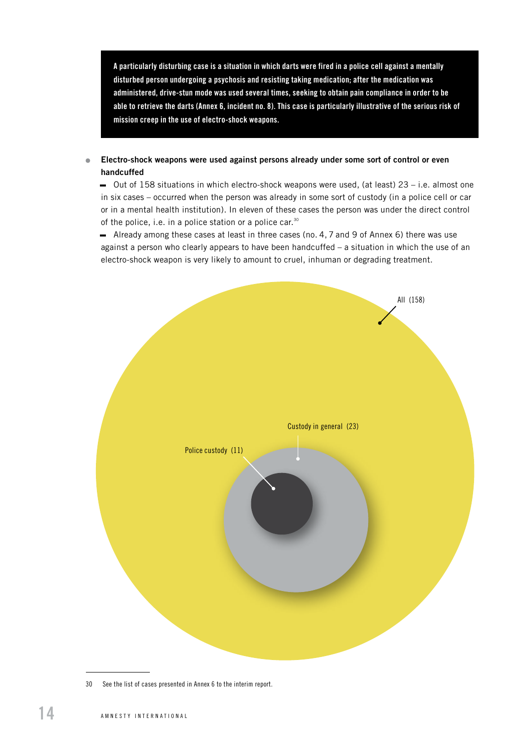**A particularly disturbing case is a situation in which darts were fired in a police cell against a mentally disturbed person undergoing a psychosis and resisting taking medication; after the medication was administered, drive-stun mode was used several times, seeking to obtain pain compliance in order to be able to retrieve the darts (Annex 6, incident no. 8). This case is particularly illustrative of the serious risk of mission creep in the use of electro-shock weapons.**

- **Electro-shock weapons were used against persons already under some sort of control or even handcuffed**

  - Out of 158 situations in which electro-shock weapons were used, (at least) 23 – i.e. almost one in six cases – occurred when the person was already in some sort of custody (in a police cell or car or in a mental health institution). In eleven of these cases the person was under the direct control of the police, i.e. in a police station or a police car.[30]
  - Already among these cases at least in three cases (no. 4, 7 and 9 of Annex 6) there was use against a person who clearly appears to have been handcuffed – a situation in which the use of an electro-shock weapon is very likely to amount to cruel, inhuman or degrading treatment.

All (158)

Custody in general (23)

Police custody (11)

30 See the list of cases presented in Annex 6 to the interim report.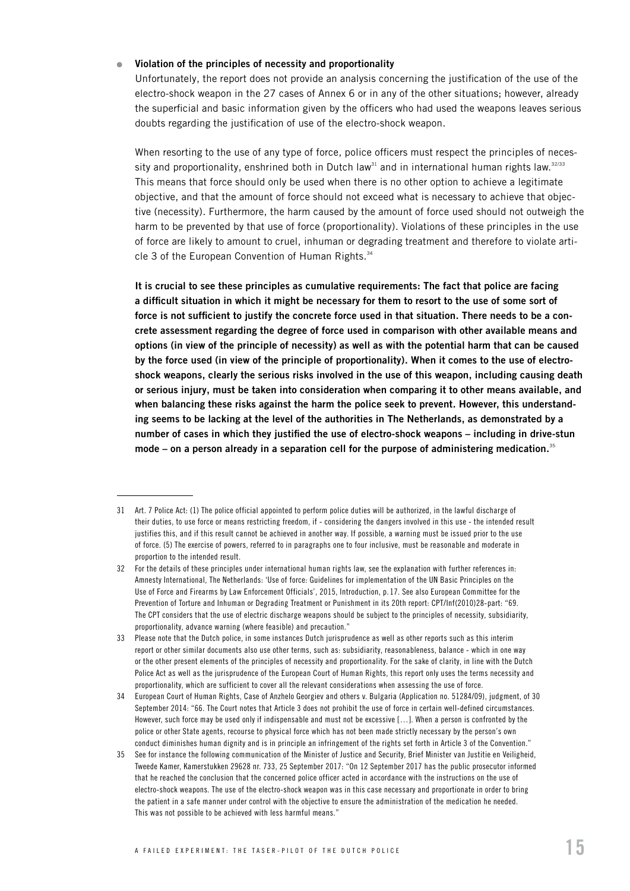- **Violation of the principles of necessity and proportionality**

  Unfortunately, the report does not provide an analysis concerning the justification of the use of the electro-shock weapon in the 27 cases of Annex 6 or in any of the other situations; however, already the superficial and basic information given by the officers who had used the weapons leaves serious doubts regarding the justification of use of the electro-shock weapon.

  When resorting to the use of any type of force, police officers must respect the principles of necessity and proportionality, enshrined both in Dutch law[31] and in international human rights law.[32/33] This means that force should only be used when there is no other option to achieve a legitimate objective, and that the amount of force should not exceed what is necessary to achieve that objective (necessity). Furthermore, the harm caused by the amount of force used should not outweigh the harm to be prevented by that use of force (proportionality). Violations of these principles in the use of force are likely to amount to cruel, inhuman or degrading treatment and therefore to violate article 3 of the European Convention of Human Rights.[34]

  **It is crucial to see these principles as cumulative requirements: The fact that police are facing a difficult situation in which it might be necessary for them to resort to the use of some sort of force is not sufficient to justify the concrete force used in that situation. There needs to be a concrete assessment regarding the degree of force used in comparison with other available means and options (in view of the principle of necessity) as well as with the potential harm that can be caused by the force used (in view of the principle of proportionality). When it comes to the use of electro-shock weapons, clearly the serious risks involved in the use of this weapon, including causing death or serious injury, must be taken into consideration when comparing it to other means available, and when balancing these risks against the harm the police seek to prevent. However, this understanding seems to be lacking at the level of the authorities in The Netherlands, as demonstrated by a number of cases in which they justified the use of electro-shock weapons – including in drive-stun mode – on a person already in a separation cell for the purpose of administering medication.**[35]

---

31 Art. 7 Police Act: (1) The police official appointed to perform police duties will be authorized, in the lawful discharge of their duties, to use force or means restricting freedom, if - considering the dangers involved in this use - the intended result justifies this, and if this result cannot be achieved in another way. If possible, a warning must be issued prior to the use of force. (5) The exercise of powers, referred to in paragraphs one to four inclusive, must be reasonable and moderate in proportion to the intended result.

32 For the details of these principles under international human rights law, see the explanation with further references in: Amnesty International, The Netherlands: 'Use of force: Guidelines for implementation of the UN Basic Principles on the Use of Force and Firearms by Law Enforcement Officials', 2015, Introduction, p. 17. See also European Committee for the Prevention of Torture and Inhuman or Degrading Treatment or Punishment in its 20th report: CPT/Inf(2010)28-part: "69. The CPT considers that the use of electric discharge weapons should be subject to the principles of necessity, subsidiarity, proportionality, advance warning (where feasible) and precaution."

33 Please note that the Dutch police, in some instances Dutch jurisprudence as well as other reports such as this interim report or other similar documents also use other terms, such as: subsidiarity, reasonableness, balance - which in one way or the other present elements of the principles of necessity and proportionality. For the sake of clarity, in line with the Dutch Police Act as well as the jurisprudence of the European Court of Human Rights, this report only uses the terms necessity and proportionality, which are sufficient to cover all the relevant considerations when assessing the use of force.

34 European Court of Human Rights, Case of Anzhelo Georgiev and others v. Bulgaria (Application no. 51284/09), judgment, of 30 September 2014: "66. The Court notes that Article 3 does not prohibit the use of force in certain well-defined circumstances. However, such force may be used only if indispensable and must not be excessive [...]. When a person is confronted by the police or other State agents, recourse to physical force which has not been made strictly necessary by the person's own conduct diminishes human dignity and is in principle an infringement of the rights set forth in Article 3 of the Convention."

35 See for instance the following communication of the Minister of Justice and Security, Brief Minister van Justitie en Veiligheid, Tweede Kamer, Kamerstukken 29628 nr. 733, 25 September 2017: "On 12 September 2017 has the public prosecutor informed that he reached the conclusion that the concerned police officer acted in accordance with the instructions on the use of electro-shock weapons. The use of the electro-shock weapon was in this case necessary and proportionate in order to bring the patient in a safe manner under control with the objective to ensure the administration of the medication he needed. This was not possible to be achieved with less harmful means."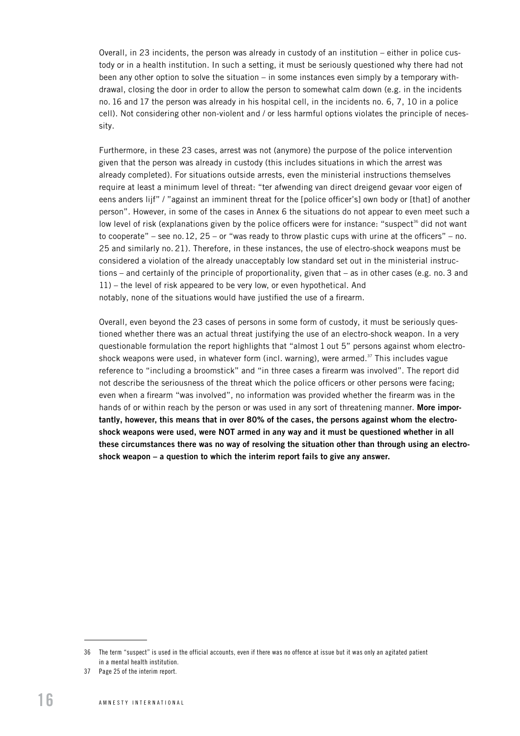Overall, in 23 incidents, the person was already in custody of an institution – either in police custody or in a health institution. In such a setting, it must be seriously questioned why there had not been any other option to solve the situation – in some instances even simply by a temporary withdrawal, closing the door in order to allow the person to somewhat calm down (e.g. in the incidents no. 16 and 17 the person was already in his hospital cell, in the incidents no. 6, 7, 10 in a police cell). Not considering other non-violent and / or less harmful options violates the principle of necessity.

Furthermore, in these 23 cases, arrest was not (anymore) the purpose of the police intervention given that the person was already in custody (this includes situations in which the arrest was already completed). For situations outside arrests, even the ministerial instructions themselves require at least a minimum level of threat: "ter afwending van direct dreigend gevaar voor eigen of eens anders lijf" / "against an imminent threat for the [police officer's] own body or [that] of another person". However, in some of the cases in Annex 6 the situations do not appear to even meet such a low level of risk (explanations given by the police officers were for instance: "suspect[36] did not want to cooperate" – see no. 12, 25 – or "was ready to throw plastic cups with urine at the officers" – no. 25 and similarly no. 21). Therefore, in these instances, the use of electro-shock weapons must be considered a violation of the already unacceptably low standard set out in the ministerial instructions – and certainly of the principle of proportionality, given that – as in other cases (e.g. no. 3 and 11) – the level of risk appeared to be very low, or even hypothetical. And notably, none of the situations would have justified the use of a firearm.

Overall, even beyond the 23 cases of persons in some form of custody, it must be seriously questioned whether there was an actual threat justifying the use of an electro-shock weapon. In a very questionable formulation the report highlights that "almost 1 out 5" persons against whom electro-shock weapons were used, in whatever form (incl. warning), were armed.[37] This includes vague reference to "including a broomstick" and "in three cases a firearm was involved". The report did not describe the seriousness of the threat which the police officers or other persons were facing; even when a firearm "was involved", no information was provided whether the firearm was in the hands of or within reach by the person or was used in any sort of threatening manner. **More importantly, however, this means that in over 80% of the cases, the persons against whom the electro-shock weapons were used, were NOT armed in any way and it must be questioned whether in all these circumstances there was no way of resolving the situation other than through using an electro-shock weapon – a question to which the interim report fails to give any answer.**

---

36 The term "suspect" is used in the official accounts, even if there was no offence at issue but it was only an agitated patient in a mental health institution.

37 Page 25 of the interim report.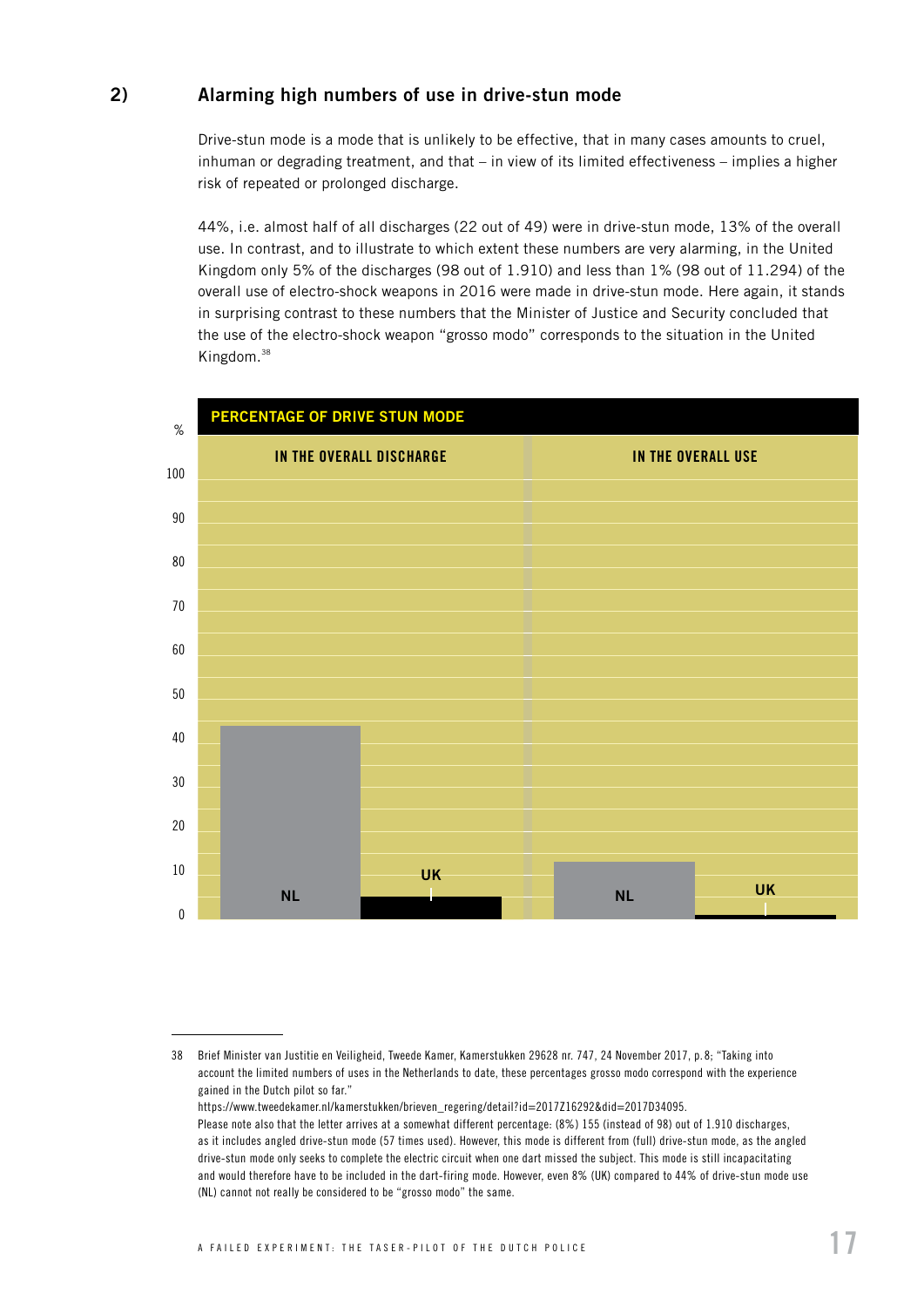## 2) Alarming high numbers of use in drive-stun mode

Drive-stun mode is a mode that is unlikely to be effective, that in many cases amounts to cruel, inhuman or degrading treatment, and that – in view of its limited effectiveness – implies a higher risk of repeated or prolonged discharge.

44%, i.e. almost half of all discharges (22 out of 49) were in drive-stun mode, 13% of the overall use. In contrast, and to illustrate to which extent these numbers are very alarming, in the United Kingdom only 5% of the discharges (98 out of 1.910) and less than 1% (98 out of 11.294) of the overall use of electro-shock weapons in 2016 were made in drive-stun mode. Here again, it stands in surprising contrast to these numbers that the Minister of Justice and Security concluded that the use of the electro-shock weapon "grosso modo" corresponds to the situation in the United Kingdom.[38]

**PERCENTAGE OF DRIVE STUN MODE**

| % | In the overall discharge | In the overall use |
|---|---|---|
| NL | 44 | 13 |
| UK | 5 | <1 |

---

38 Brief Minister van Justitie en Veiligheid, Tweede Kamer, Kamerstukken 29628 nr. 747, 24 November 2017, p.8; "Taking into account the limited numbers of uses in the Netherlands to date, these percentages grosso modo correspond with the experience gained in the Dutch pilot so far."
https://www.tweedekamer.nl/kamerstukken/brieven_regering/detail?id=2017Z16292&did=2017D34095.
Please note also that the letter arrives at a somewhat different percentage: (8%) 155 (instead of 98) out of 1.910 discharges, as it includes angled drive-stun mode (57 times used). However, this mode is different from (full) drive-stun mode, as the angled drive-stun mode only seeks to complete the electric circuit when one dart missed the subject. This mode is still incapacitating and would therefore have to be included in the dart-firing mode. However, even 8% (UK) compared to 44% of drive-stun mode use (NL) cannot not really be considered to be "grosso modo" the same.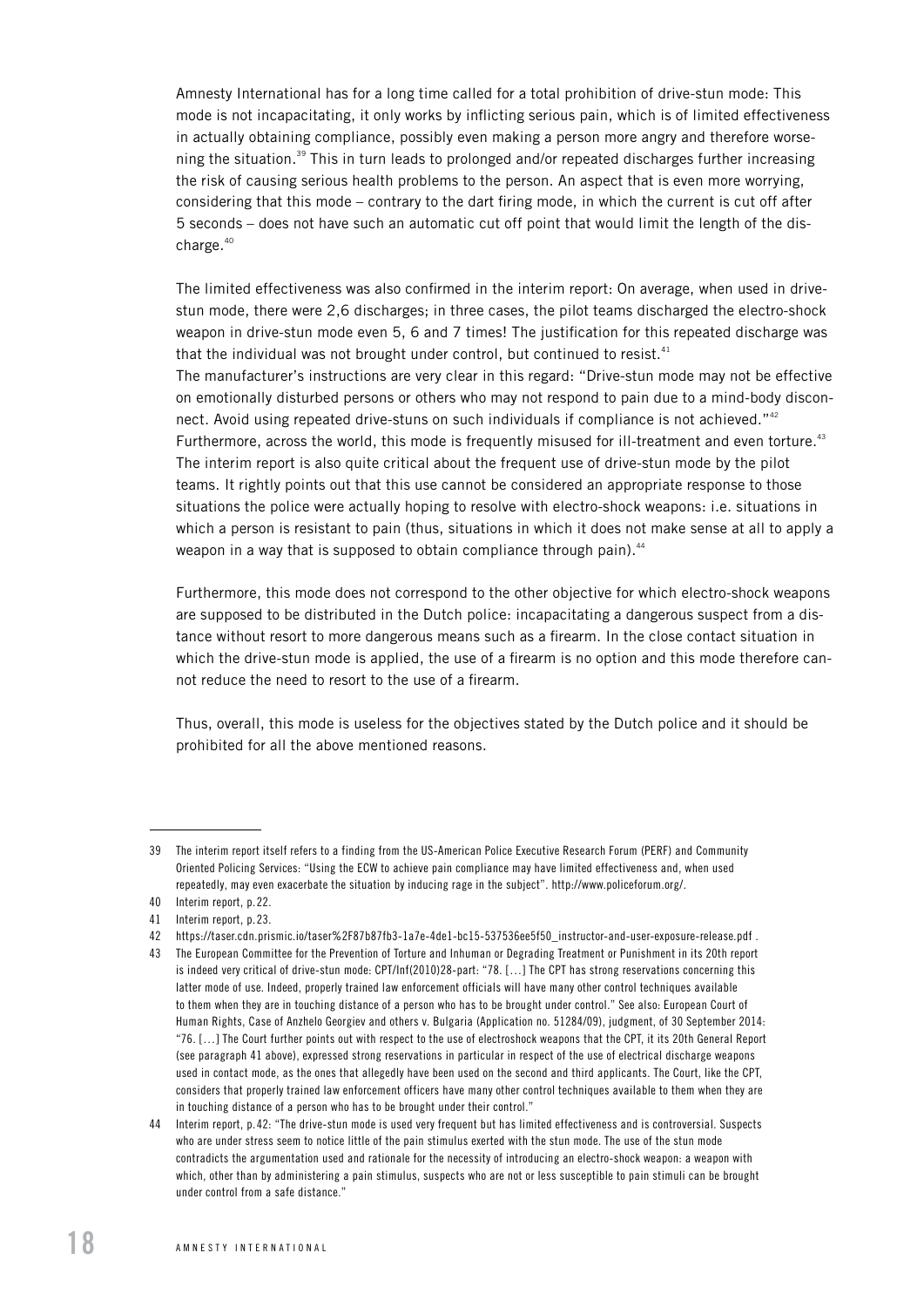Amnesty International has for a long time called for a total prohibition of drive-stun mode: This mode is not incapacitating, it only works by inflicting serious pain, which is of limited effectiveness in actually obtaining compliance, possibly even making a person more angry and therefore worsening the situation.[39] This in turn leads to prolonged and/or repeated discharges further increasing the risk of causing serious health problems to the person. An aspect that is even more worrying, considering that this mode – contrary to the dart firing mode, in which the current is cut off after 5 seconds – does not have such an automatic cut off point that would limit the length of the discharge.[40]

The limited effectiveness was also confirmed in the interim report: On average, when used in drive-stun mode, there were 2,6 discharges; in three cases, the pilot teams discharged the electro-shock weapon in drive-stun mode even 5, 6 and 7 times! The justification for this repeated discharge was that the individual was not brought under control, but continued to resist.[41]

The manufacturer's instructions are very clear in this regard: "Drive-stun mode may not be effective on emotionally disturbed persons or others who may not respond to pain due to a mind-body disconnect. Avoid using repeated drive-stuns on such individuals if compliance is not achieved."[42]

Furthermore, across the world, this mode is frequently misused for ill-treatment and even torture.[43]

The interim report is also quite critical about the frequent use of drive-stun mode by the pilot teams. It rightly points out that this use cannot be considered an appropriate response to those situations the police were actually hoping to resolve with electro-shock weapons: i.e. situations in which a person is resistant to pain (thus, situations in which it does not make sense at all to apply a weapon in a way that is supposed to obtain compliance through pain).[44]

Furthermore, this mode does not correspond to the other objective for which electro-shock weapons are supposed to be distributed in the Dutch police: incapacitating a dangerous suspect from a distance without resort to more dangerous means such as a firearm. In the close contact situation in which the drive-stun mode is applied, the use of a firearm is no option and this mode therefore cannot reduce the need to resort to the use of a firearm.

Thus, overall, this mode is useless for the objectives stated by the Dutch police and it should be prohibited for all the above mentioned reasons.

---

39 The interim report itself refers to a finding from the US-American Police Executive Research Forum (PERF) and Community Oriented Policing Services: "Using the ECW to achieve pain compliance may have limited effectiveness and, when used repeatedly, may even exacerbate the situation by inducing rage in the subject". http://www.policeforum.org/.

40 Interim report, p.22.

41 Interim report, p.23.

42 https://taser.cdn.prismic.io/taser%2F87b87fb3-1a7e-4de1-bc15-537536ee5f50_instructor-and-user-exposure-release.pdf .

43 The European Committee for the Prevention of Torture and Inhuman or Degrading Treatment or Punishment in its 20th report is indeed very critical of drive-stun mode: CPT/Inf(2010)28-part: "78. […] The CPT has strong reservations concerning this latter mode of use. Indeed, properly trained law enforcement officials will have many other control techniques available to them when they are in touching distance of a person who has to be brought under control." See also: European Court of Human Rights, Case of Anzhelo Georgiev and others v. Bulgaria (Application no. 51284/09), judgment, of 30 September 2014: "76. […] The Court further points out with respect to the use of electroshock weapons that the CPT, it its 20th General Report (see paragraph 41 above), expressed strong reservations in particular in respect of the use of electrical discharge weapons used in contact mode, as the ones that allegedly have been used on the second and third applicants. The Court, like the CPT, considers that properly trained law enforcement officers have many other control techniques available to them when they are in touching distance of a person who has to be brought under their control."

44 Interim report, p.42: "The drive-stun mode is used very frequent but has limited effectiveness and is controversial. Suspects who are under stress seem to notice little of the pain stimulus exerted with the stun mode. The use of the stun mode contradicts the argumentation used and rationale for the necessity of introducing an electro-shock weapon: a weapon with which, other than by administering a pain stimulus, suspects who are not or less susceptible to pain stimuli can be brought under control from a safe distance."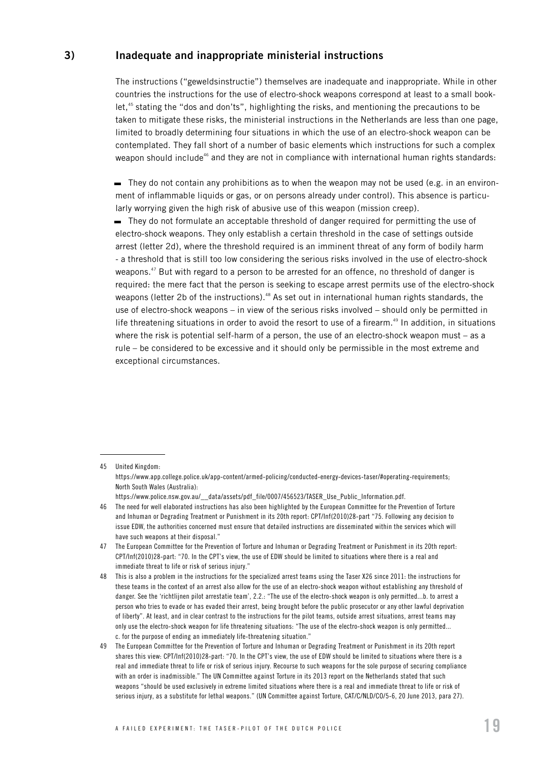### 3) Inadequate and inappropriate ministerial instructions

The instructions ("geweldsinstructie") themselves are inadequate and inappropriate. While in other countries the instructions for the use of electro-shock weapons correspond at least to a small booklet,[45] stating the "dos and don'ts", highlighting the risks, and mentioning the precautions to be taken to mitigate these risks, the ministerial instructions in the Netherlands are less than one page, limited to broadly determining four situations in which the use of an electro-shock weapon can be contemplated. They fall short of a number of basic elements which instructions for such a complex weapon should include[46] and they are not in compliance with international human rights standards:

- They do not contain any prohibitions as to when the weapon may not be used (e.g. in an environment of inflammable liquids or gas, or on persons already under control). This absence is particularly worrying given the high risk of abusive use of this weapon (mission creep).
- They do not formulate an acceptable threshold of danger required for permitting the use of electro-shock weapons. They only establish a certain threshold in the case of settings outside arrest (letter 2d), where the threshold required is an imminent threat of any form of bodily harm - a threshold that is still too low considering the serious risks involved in the use of electro-shock weapons.[47] But with regard to a person to be arrested for an offence, no threshold of danger is required: the mere fact that the person is seeking to escape arrest permits use of the electro-shock weapons (letter 2b of the instructions).[48] As set out in international human rights standards, the use of electro-shock weapons – in view of the serious risks involved – should only be permitted in life threatening situations in order to avoid the resort to use of a firearm.[49] In addition, in situations where the risk is potential self-harm of a person, the use of an electro-shock weapon must – as a rule – be considered to be excessive and it should only be permissible in the most extreme and exceptional circumstances.

---

45 United Kingdom: https://www.app.college.police.uk/app-content/armed-policing/conducted-energy-devices-taser/#operating-requirements; North South Wales (Australia): https://www.police.nsw.gov.au/__data/assets/pdf_file/0007/456523/TASER_Use_Public_Information.pdf.

46 The need for well elaborated instructions has also been highlighted by the European Committee for the Prevention of Torture and Inhuman or Degrading Treatment or Punishment in its 20th report: CPT/Inf(2010)28-part "75. Following any decision to issue EDW, the authorities concerned must ensure that detailed instructions are disseminated within the services which will have such weapons at their disposal."

47 The European Committee for the Prevention of Torture and Inhuman or Degrading Treatment or Punishment in its 20th report: CPT/Inf(2010)28-part: "70. In the CPT's view, the use of EDW should be limited to situations where there is a real and immediate threat to life or risk of serious injury."

48 This is also a problem in the instructions for the specialized arrest teams using the Taser X26 since 2011: the instructions for these teams in the context of an arrest also allow for the use of an electro-shock weapon without establishing any threshold of danger. See the 'richtlijnen pilot arrestatie team', 2.2.: "The use of the electro-shock weapon is only permitted...b. to arrest a person who tries to evade or has evaded their arrest, being brought before the public prosecutor or any other lawful deprivation of liberty". At least, and in clear contrast to the instructions for the pilot teams, outside arrest situations, arrest teams may only use the electro-shock weapon for life threatening situations: "The use of the electro-shock weapon is only permitted... c. for the purpose of ending an immediately life-threatening situation."

49 The European Committee for the Prevention of Torture and Inhuman or Degrading Treatment or Punishment in its 20th report shares this view: CPT/Inf(2010)28-part: "70. In the CPT's view, the use of EDW should be limited to situations where there is a real and immediate threat to life or risk of serious injury. Recourse to such weapons for the sole purpose of securing compliance with an order is inadmissible." The UN Committee against Torture in its 2013 report on the Netherlands stated that such weapons "should be used exclusively in extreme limited situations where there is a real and immediate threat to life or risk of serious injury, as a substitute for lethal weapons." (UN Committee against Torture, CAT/C/NLD/CO/5-6, 20 June 2013, para 27).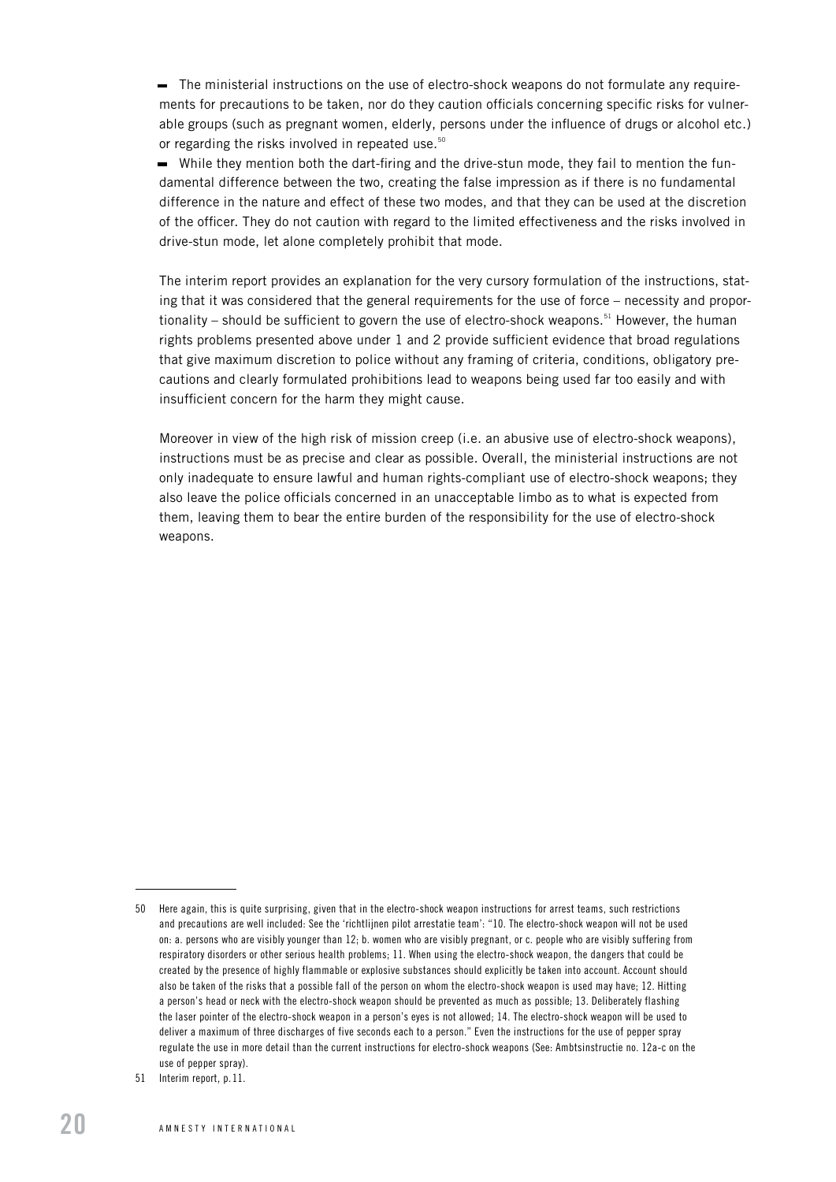- The ministerial instructions on the use of electro-shock weapons do not formulate any requirements for precautions to be taken, nor do they caution officials concerning specific risks for vulnerable groups (such as pregnant women, elderly, persons under the influence of drugs or alcohol etc.) or regarding the risks involved in repeated use.[50]
- While they mention both the dart-firing and the drive-stun mode, they fail to mention the fundamental difference between the two, creating the false impression as if there is no fundamental difference in the nature and effect of these two modes, and that they can be used at the discretion of the officer. They do not caution with regard to the limited effectiveness and the risks involved in drive-stun mode, let alone completely prohibit that mode.

The interim report provides an explanation for the very cursory formulation of the instructions, stating that it was considered that the general requirements for the use of force – necessity and proportionality – should be sufficient to govern the use of electro-shock weapons.[51] However, the human rights problems presented above under 1 and 2 provide sufficient evidence that broad regulations that give maximum discretion to police without any framing of criteria, conditions, obligatory precautions and clearly formulated prohibitions lead to weapons being used far too easily and with insufficient concern for the harm they might cause.

Moreover in view of the high risk of mission creep (i.e. an abusive use of electro-shock weapons), instructions must be as precise and clear as possible. Overall, the ministerial instructions are not only inadequate to ensure lawful and human rights-compliant use of electro-shock weapons; they also leave the police officials concerned in an unacceptable limbo as to what is expected from them, leaving them to bear the entire burden of the responsibility for the use of electro-shock weapons.

---

50 Here again, this is quite surprising, given that in the electro-shock weapon instructions for arrest teams, such restrictions and precautions are well included: See the 'richtlijnen pilot arrestatie team': "10. The electro-shock weapon will not be used on: a. persons who are visibly younger than 12; b. women who are visibly pregnant, or c. people who are visibly suffering from respiratory disorders or other serious health problems; 11. When using the electro-shock weapon, the dangers that could be created by the presence of highly flammable or explosive substances should explicitly be taken into account. Account should also be taken of the risks that a possible fall of the person on whom the electro-shock weapon is used may have; 12. Hitting a person's head or neck with the electro-shock weapon should be prevented as much as possible; 13. Deliberately flashing the laser pointer of the electro-shock weapon in a person's eyes is not allowed; 14. The electro-shock weapon will be used to deliver a maximum of three discharges of five seconds each to a person." Even the instructions for the use of pepper spray regulate the use in more detail than the current instructions for electro-shock weapons (See: Ambtsinstructie no. 12a-c on the use of pepper spray).

51 Interim report, p.11.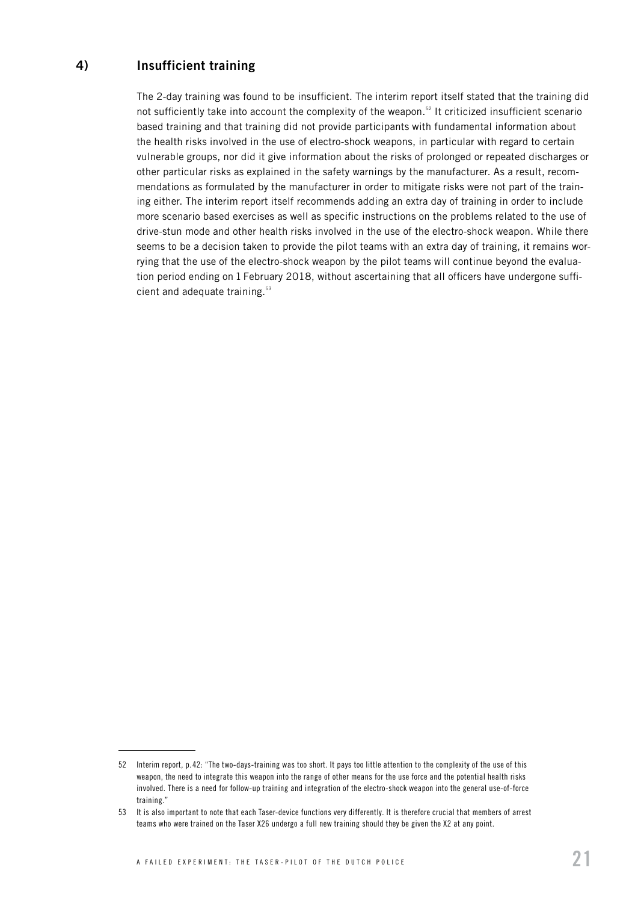## 4) Insufficient training

The 2-day training was found to be insufficient. The interim report itself stated that the training did not sufficiently take into account the complexity of the weapon.[52] It criticized insufficient scenario based training and that training did not provide participants with fundamental information about the health risks involved in the use of electro-shock weapons, in particular with regard to certain vulnerable groups, nor did it give information about the risks of prolonged or repeated discharges or other particular risks as explained in the safety warnings by the manufacturer. As a result, recommendations as formulated by the manufacturer in order to mitigate risks were not part of the training either. The interim report itself recommends adding an extra day of training in order to include more scenario based exercises as well as specific instructions on the problems related to the use of drive-stun mode and other health risks involved in the use of the electro-shock weapon. While there seems to be a decision taken to provide the pilot teams with an extra day of training, it remains worrying that the use of the electro-shock weapon by the pilot teams will continue beyond the evaluation period ending on 1 February 2018, without ascertaining that all officers have undergone sufficient and adequate training.[53]

---

52 Interim report, p. 42: "The two-days-training was too short. It pays too little attention to the complexity of the use of this weapon, the need to integrate this weapon into the range of other means for the use force and the potential health risks involved. There is a need for follow-up training and integration of the electro-shock weapon into the general use-of-force training."

53 It is also important to note that each Taser-device functions very differently. It is therefore crucial that members of arrest teams who were trained on the Taser X26 undergo a full new training should they be given the X2 at any point.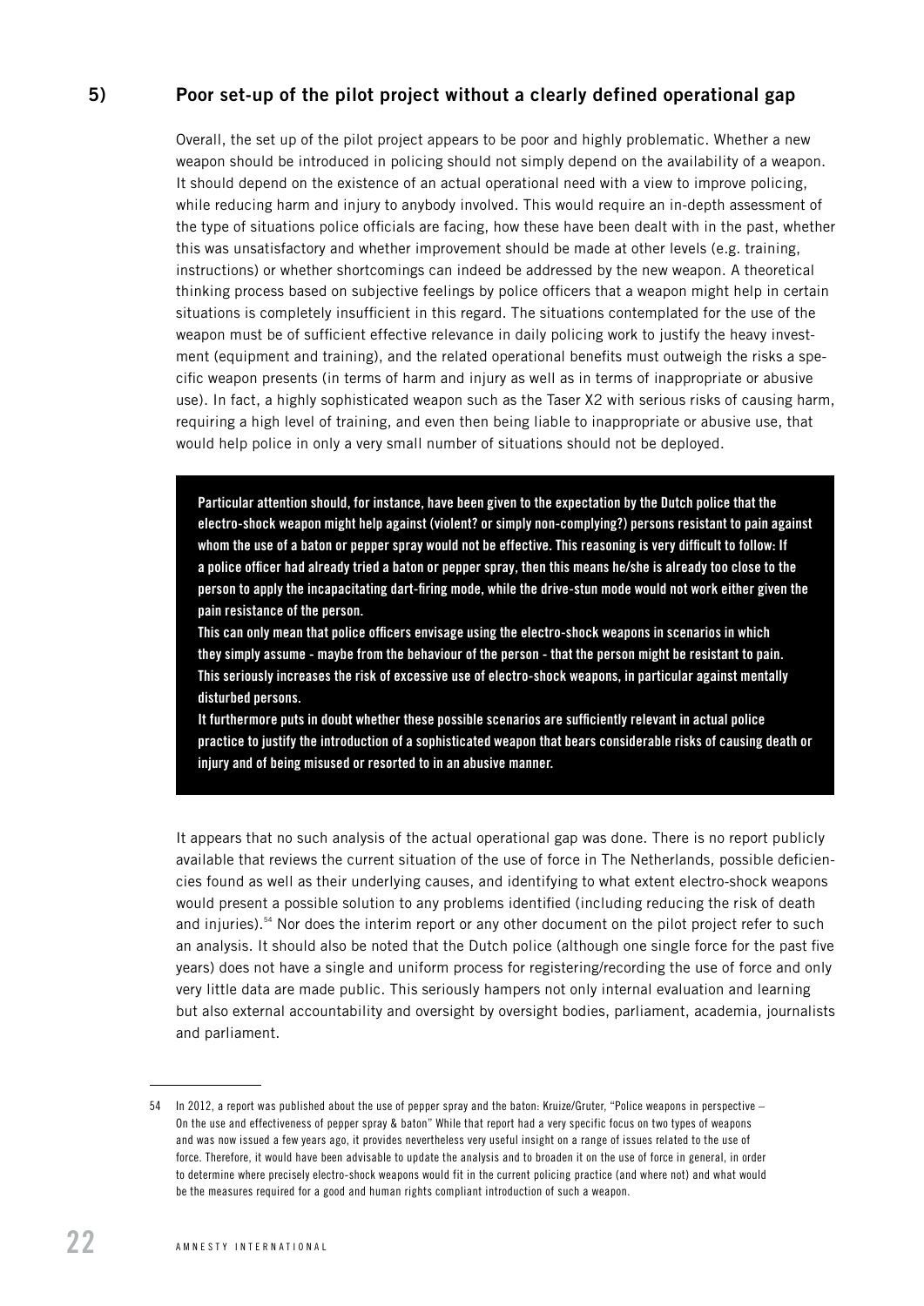## 5) Poor set-up of the pilot project without a clearly defined operational gap

Overall, the set up of the pilot project appears to be poor and highly problematic. Whether a new weapon should be introduced in policing should not simply depend on the availability of a weapon. It should depend on the existence of an actual operational need with a view to improve policing, while reducing harm and injury to anybody involved. This would require an in-depth assessment of the type of situations police officials are facing, how these have been dealt with in the past, whether this was unsatisfactory and whether improvement should be made at other levels (e.g. training, instructions) or whether shortcomings can indeed be addressed by the new weapon. A theoretical thinking process based on subjective feelings by police officers that a weapon might help in certain situations is completely insufficient in this regard. The situations contemplated for the use of the weapon must be of sufficient effective relevance in daily policing work to justify the heavy investment (equipment and training), and the related operational benefits must outweigh the risks a specific weapon presents (in terms of harm and injury as well as in terms of inappropriate or abusive use). In fact, a highly sophisticated weapon such as the Taser X2 with serious risks of causing harm, requiring a high level of training, and even then being liable to inappropriate or abusive use, that would help police in only a very small number of situations should not be deployed.

> **Particular attention should, for instance, have been given to the expectation by the Dutch police that the electro-shock weapon might help against (violent? or simply non-complying?) persons resistant to pain against whom the use of a baton or pepper spray would not be effective. This reasoning is very difficult to follow: If a police officer had already tried a baton or pepper spray, then this means he/she is already too close to the person to apply the incapacitating dart-firing mode, while the drive-stun mode would not work either given the pain resistance of the person.**
>
> **This can only mean that police officers envisage using the electro-shock weapons in scenarios in which they simply assume - maybe from the behaviour of the person - that the person might be resistant to pain. This seriously increases the risk of excessive use of electro-shock weapons, in particular against mentally disturbed persons.**
>
> **It furthermore puts in doubt whether these possible scenarios are sufficiently relevant in actual police practice to justify the introduction of a sophisticated weapon that bears considerable risks of causing death or injury and of being misused or resorted to in an abusive manner.**

It appears that no such analysis of the actual operational gap was done. There is no report publicly available that reviews the current situation of the use of force in The Netherlands, possible deficiencies found as well as their underlying causes, and identifying to what extent electro-shock weapons would present a possible solution to any problems identified (including reducing the risk of death and injuries).[54] Nor does the interim report or any other document on the pilot project refer to such an analysis. It should also be noted that the Dutch police (although one single force for the past five years) does not have a single and uniform process for registering/recording the use of force and only very little data are made public. This seriously hampers not only internal evaluation and learning but also external accountability and oversight by oversight bodies, parliament, academia, journalists and parliament.

---

54 In 2012, a report was published about the use of pepper spray and the baton: Kruize/Gruter, "Police weapons in perspective – On the use and effectiveness of pepper spray & baton" While that report had a very specific focus on two types of weapons and was now issued a few years ago, it provides nevertheless very useful insight on a range of issues related to the use of force. Therefore, it would have been advisable to update the analysis and to broaden it on the use of force in general, in order to determine where precisely electro-shock weapons would fit in the current policing practice (and where not) and what would be the measures required for a good and human rights compliant introduction of such a weapon.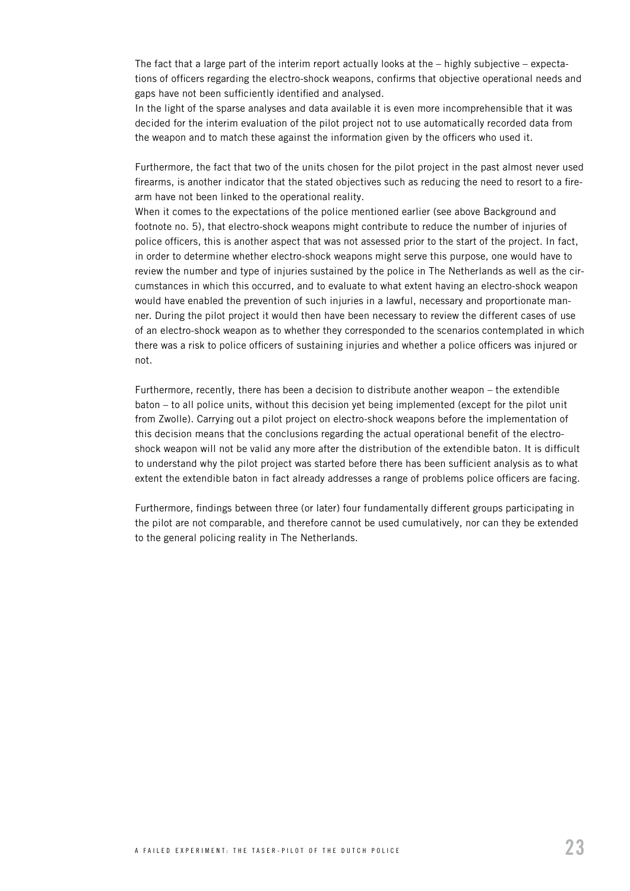The fact that a large part of the interim report actually looks at the – highly subjective – expectations of officers regarding the electro-shock weapons, confirms that objective operational needs and gaps have not been sufficiently identified and analysed.

In the light of the sparse analyses and data available it is even more incomprehensible that it was decided for the interim evaluation of the pilot project not to use automatically recorded data from the weapon and to match these against the information given by the officers who used it.

Furthermore, the fact that two of the units chosen for the pilot project in the past almost never used firearms, is another indicator that the stated objectives such as reducing the need to resort to a firearm have not been linked to the operational reality.

When it comes to the expectations of the police mentioned earlier (see above Background and footnote no. 5), that electro-shock weapons might contribute to reduce the number of injuries of police officers, this is another aspect that was not assessed prior to the start of the project. In fact, in order to determine whether electro-shock weapons might serve this purpose, one would have to review the number and type of injuries sustained by the police in The Netherlands as well as the circumstances in which this occurred, and to evaluate to what extent having an electro-shock weapon would have enabled the prevention of such injuries in a lawful, necessary and proportionate manner. During the pilot project it would then have been necessary to review the different cases of use of an electro-shock weapon as to whether they corresponded to the scenarios contemplated in which there was a risk to police officers of sustaining injuries and whether a police officers was injured or not.

Furthermore, recently, there has been a decision to distribute another weapon – the extendible baton – to all police units, without this decision yet being implemented (except for the pilot unit from Zwolle). Carrying out a pilot project on electro-shock weapons before the implementation of this decision means that the conclusions regarding the actual operational benefit of the electro-shock weapon will not be valid any more after the distribution of the extendible baton. It is difficult to understand why the pilot project was started before there has been sufficient analysis as to what extent the extendible baton in fact already addresses a range of problems police officers are facing.

Furthermore, findings between three (or later) four fundamentally different groups participating in the pilot are not comparable, and therefore cannot be used cumulatively, nor can they be extended to the general policing reality in The Netherlands.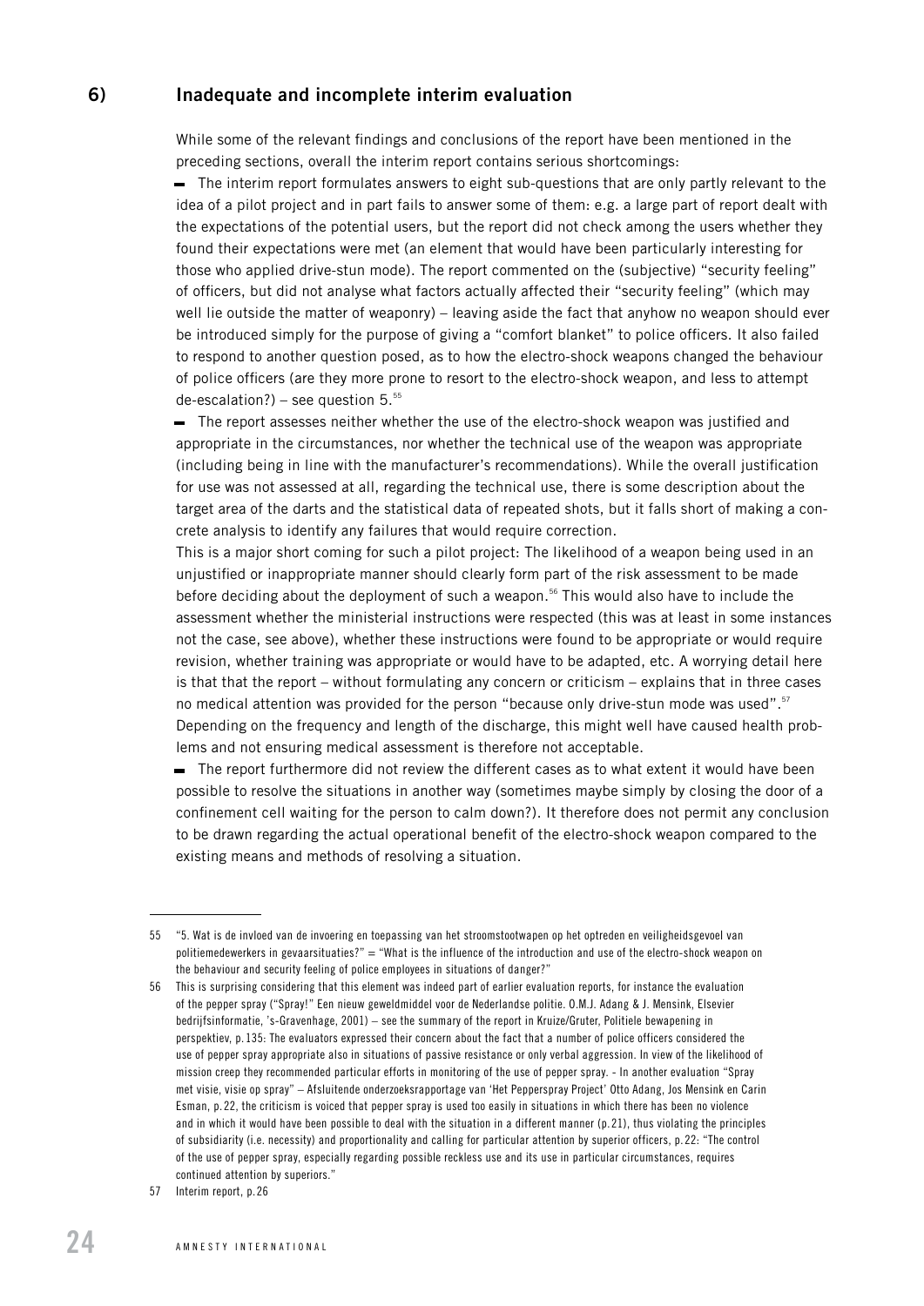## 6) Inadequate and incomplete interim evaluation

While some of the relevant findings and conclusions of the report have been mentioned in the preceding sections, overall the interim report contains serious shortcomings:

- The interim report formulates answers to eight sub-questions that are only partly relevant to the idea of a pilot project and in part fails to answer some of them: e.g. a large part of report dealt with the expectations of the potential users, but the report did not check among the users whether they found their expectations were met (an element that would have been particularly interesting for those who applied drive-stun mode). The report commented on the (subjective) "security feeling" of officers, but did not analyse what factors actually affected their "security feeling" (which may well lie outside the matter of weaponry) – leaving aside the fact that anyhow no weapon should ever be introduced simply for the purpose of giving a "comfort blanket" to police officers. It also failed to respond to another question posed, as to how the electro-shock weapons changed the behaviour of police officers (are they more prone to resort to the electro-shock weapon, and less to attempt de-escalation?) – see question 5.[55]
- The report assesses neither whether the use of the electro-shock weapon was justified and appropriate in the circumstances, nor whether the technical use of the weapon was appropriate (including being in line with the manufacturer's recommendations). While the overall justification for use was not assessed at all, regarding the technical use, there is some description about the target area of the darts and the statistical data of repeated shots, but it falls short of making a concrete analysis to identify any failures that would require correction.
  This is a major short coming for such a pilot project: The likelihood of a weapon being used in an unjustified or inappropriate manner should clearly form part of the risk assessment to be made before deciding about the deployment of such a weapon.[56] This would also have to include the assessment whether the ministerial instructions were respected (this was at least in some instances not the case, see above), whether these instructions were found to be appropriate or would require revision, whether training was appropriate or would have to be adapted, etc. A worrying detail here is that that the report – without formulating any concern or criticism – explains that in three cases no medical attention was provided for the person "because only drive-stun mode was used".[57] Depending on the frequency and length of the discharge, this might well have caused health problems and not ensuring medical assessment is therefore not acceptable.
- The report furthermore did not review the different cases as to what extent it would have been possible to resolve the situations in another way (sometimes maybe simply by closing the door of a confinement cell waiting for the person to calm down?). It therefore does not permit any conclusion to be drawn regarding the actual operational benefit of the electro-shock weapon compared to the existing means and methods of resolving a situation.

---

55 "5. Wat is de invloed van de invoering en toepassing van het stroomstootwapen op het optreden en veiligheidsgevoel van politiemedewerkers in gevaarsituaties?" = "What is the influence of the introduction and use of the electro-shock weapon on the behaviour and security feeling of police employees in situations of danger?"

56 This is surprising considering that this element was indeed part of earlier evaluation reports, for instance the evaluation of the pepper spray ("Spray!" Een nieuw geweldmiddel voor de Nederlandse politie. O.M.J. Adang & J. Mensink, Elsevier bedrijfsinformatie, 's-Gravenhage, 2001) – see the summary of the report in Kruize/Gruter, Politiele bewapening in perspektiev, p.135: The evaluators expressed their concern about the fact that a number of police officers considered the use of pepper spray appropriate also in situations of passive resistance or only verbal aggression. In view of the likelihood of mission creep they recommended particular efforts in monitoring of the use of pepper spray. - In another evaluation "Spray met visie, visie op spray" – Afsluitende onderzoeksrapportage van 'Het Pepperspray Project' Otto Adang, Jos Mensink en Carin Esman, p.22, the criticism is voiced that pepper spray is used too easily in situations in which there has been no violence and in which it would have been possible to deal with the situation in a different manner (p.21), thus violating the principles of subsidiarity (i.e. necessity) and proportionality and calling for particular attention by superior officers, p.22: "The control of the use of pepper spray, especially regarding possible reckless use and its use in particular circumstances, requires continued attention by superiors."

57 Interim report, p.26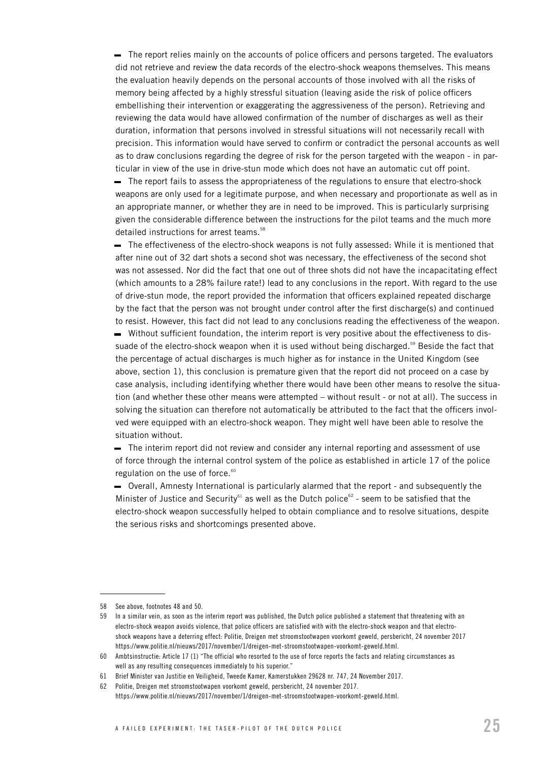- The report relies mainly on the accounts of police officers and persons targeted. The evaluators did not retrieve and review the data records of the electro-shock weapons themselves. This means the evaluation heavily depends on the personal accounts of those involved with all the risks of memory being affected by a highly stressful situation (leaving aside the risk of police officers embellishing their intervention or exaggerating the aggressiveness of the person). Retrieving and reviewing the data would have allowed confirmation of the number of discharges as well as their duration, information that persons involved in stressful situations will not necessarily recall with precision. This information would have served to confirm or contradict the personal accounts as well as to draw conclusions regarding the degree of risk for the person targeted with the weapon - in particular in view of the use in drive-stun mode which does not have an automatic cut off point.
- The report fails to assess the appropriateness of the regulations to ensure that electro-shock weapons are only used for a legitimate purpose, and when necessary and proportionate as well as in an appropriate manner, or whether they are in need to be improved. This is particularly surprising given the considerable difference between the instructions for the pilot teams and the much more detailed instructions for arrest teams.[58]
- The effectiveness of the electro-shock weapons is not fully assessed: While it is mentioned that after nine out of 32 dart shots a second shot was necessary, the effectiveness of the second shot was not assessed. Nor did the fact that one out of three shots did not have the incapacitating effect (which amounts to a 28% failure rate!) lead to any conclusions in the report. With regard to the use of drive-stun mode, the report provided the information that officers explained repeated discharge by the fact that the person was not brought under control after the first discharge(s) and continued to resist. However, this fact did not lead to any conclusions reading the effectiveness of the weapon.
- Without sufficient foundation, the interim report is very positive about the effectiveness to dissuade of the electro-shock weapon when it is used without being discharged.[59] Beside the fact that the percentage of actual discharges is much higher as for instance in the United Kingdom (see above, section 1), this conclusion is premature given that the report did not proceed on a case by case analysis, including identifying whether there would have been other means to resolve the situation (and whether these other means were attempted – without result - or not at all). The success in solving the situation can therefore not automatically be attributed to the fact that the officers involved were equipped with an electro-shock weapon. They might well have been able to resolve the situation without.
- The interim report did not review and consider any internal reporting and assessment of use of force through the internal control system of the police as established in article 17 of the police regulation on the use of force.[60]
- Overall, Amnesty International is particularly alarmed that the report - and subsequently the Minister of Justice and Security[61] as well as the Dutch police[62] - seem to be satisfied that the electro-shock weapon successfully helped to obtain compliance and to resolve situations, despite the serious risks and shortcomings presented above.

---

58 See above, footnotes 48 and 50.

59 In a similar vein, as soon as the interim report was published, the Dutch police published a statement that threatening with an electro-shock weapon avoids violence, that police officers are satisfied with with the electro-shock weapon and that electro-shock weapons have a deterring effect: Politie, Dreigen met stroomstootwapen voorkomt geweld, persbericht, 24 november 2017 https://www.politie.nl/nieuws/2017/november/1/dreigen-met-stroomstootwapen-voorkomt-geweld.html.

60 Ambtsinstructie: Article 17 (1) "The official who resorted to the use of force reports the facts and relating circumstances as well as any resulting consequences immediately to his superior."

61 Brief Minister van Justitie en Veiligheid, Tweede Kamer, Kamerstukken 29628 nr. 747, 24 November 2017.

62 Politie, Dreigen met stroomstootwapen voorkomt geweld, persbericht, 24 november 2017. https://www.politie.nl/nieuws/2017/november/1/dreigen-met-stroomstootwapen-voorkomt-geweld.html.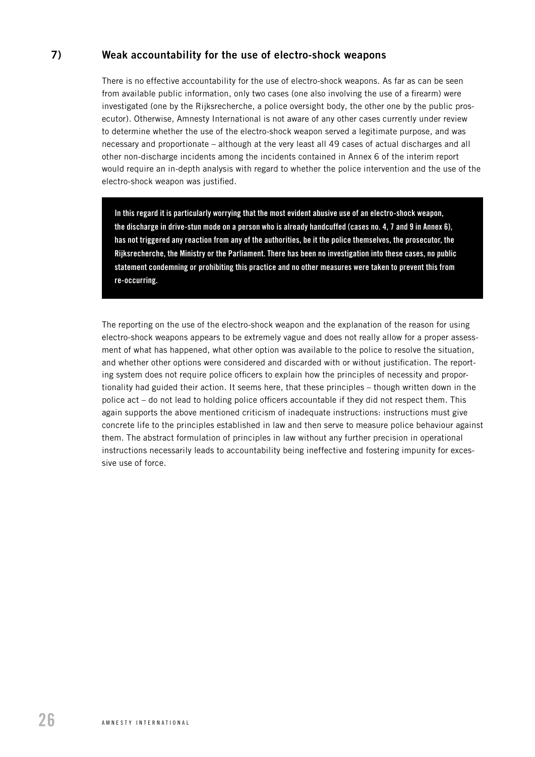## 7) Weak accountability for the use of electro-shock weapons

There is no effective accountability for the use of electro-shock weapons. As far as can be seen from available public information, only two cases (one also involving the use of a firearm) were investigated (one by the Rijksrecherche, a police oversight body, the other one by the public prosecutor). Otherwise, Amnesty International is not aware of any other cases currently under review to determine whether the use of the electro-shock weapon served a legitimate purpose, and was necessary and proportionate – although at the very least all 49 cases of actual discharges and all other non-discharge incidents among the incidents contained in Annex 6 of the interim report would require an in-depth analysis with regard to whether the police intervention and the use of the electro-shock weapon was justified.

**In this regard it is particularly worrying that the most evident abusive use of an electro-shock weapon, the discharge in drive-stun mode on a person who is already handcuffed (cases no. 4, 7 and 9 in Annex 6), has not triggered any reaction from any of the authorities, be it the police themselves, the prosecutor, the Rijksrecherche, the Ministry or the Parliament. There has been no investigation into these cases, no public statement condemning or prohibiting this practice and no other measures were taken to prevent this from re-occurring.**

The reporting on the use of the electro-shock weapon and the explanation of the reason for using electro-shock weapons appears to be extremely vague and does not really allow for a proper assessment of what has happened, what other option was available to the police to resolve the situation, and whether other options were considered and discarded with or without justification. The reporting system does not require police officers to explain how the principles of necessity and proportionality had guided their action. It seems here, that these principles – though written down in the police act – do not lead to holding police officers accountable if they did not respect them. This again supports the above mentioned criticism of inadequate instructions: instructions must give concrete life to the principles established in law and then serve to measure police behaviour against them. The abstract formulation of principles in law without any further precision in operational instructions necessarily leads to accountability being ineffective and fostering impunity for excessive use of force.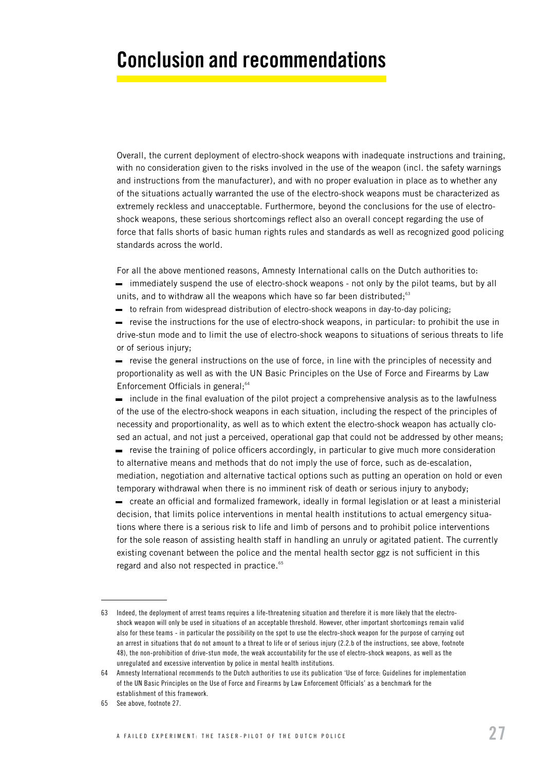# Conclusion and recommendations

Overall, the current deployment of electro-shock weapons with inadequate instructions and training, with no consideration given to the risks involved in the use of the weapon (incl. the safety warnings and instructions from the manufacturer), and with no proper evaluation in place as to whether any of the situations actually warranted the use of the electro-shock weapons must be characterized as extremely reckless and unacceptable. Furthermore, beyond the conclusions for the use of electro-shock weapons, these serious shortcomings reflect also an overall concept regarding the use of force that falls shorts of basic human rights rules and standards as well as recognized good policing standards across the world.

For all the above mentioned reasons, Amnesty International calls on the Dutch authorities to:

- immediately suspend the use of electro-shock weapons - not only by the pilot teams, but by all units, and to withdraw all the weapons which have so far been distributed;[63]
- to refrain from widespread distribution of electro-shock weapons in day-to-day policing;
- revise the instructions for the use of electro-shock weapons, in particular: to prohibit the use in drive-stun mode and to limit the use of electro-shock weapons to situations of serious threats to life or of serious injury;
- revise the general instructions on the use of force, in line with the principles of necessity and proportionality as well as with the UN Basic Principles on the Use of Force and Firearms by Law Enforcement Officials in general;[64]
- include in the final evaluation of the pilot project a comprehensive analysis as to the lawfulness of the use of the electro-shock weapons in each situation, including the respect of the principles of necessity and proportionality, as well as to which extent the electro-shock weapon has actually closed an actual, and not just a perceived, operational gap that could not be addressed by other means;
- revise the training of police officers accordingly, in particular to give much more consideration to alternative means and methods that do not imply the use of force, such as de-escalation, mediation, negotiation and alternative tactical options such as putting an operation on hold or even temporary withdrawal when there is no imminent risk of death or serious injury to anybody;
- create an official and formalized framework, ideally in formal legislation or at least a ministerial decision, that limits police interventions in mental health institutions to actual emergency situations where there is a serious risk to life and limb of persons and to prohibit police interventions for the sole reason of assisting health staff in handling an unruly or agitated patient. The currently existing covenant between the police and the mental health sector ggz is not sufficient in this regard and also not respected in practice.[65]

---

63 Indeed, the deployment of arrest teams requires a life-threatening situation and therefore it is more likely that the electro-shock weapon will only be used in situations of an acceptable threshold. However, other important shortcomings remain valid also for these teams - in particular the possibility on the spot to use the electro-shock weapon for the purpose of carrying out an arrest in situations that do not amount to a threat to life or of serious injury (2.2.b of the instructions, see above, footnote 48), the non-prohibition of drive-stun mode, the weak accountability for the use of electro-shock weapons, as well as the unregulated and excessive intervention by police in mental health institutions.

64 Amnesty International recommends to the Dutch authorities to use its publication 'Use of force: Guidelines for implementation of the UN Basic Principles on the Use of Force and Firearms by Law Enforcement Officials' as a benchmark for the establishment of this framework.

65 See above, footnote 27.